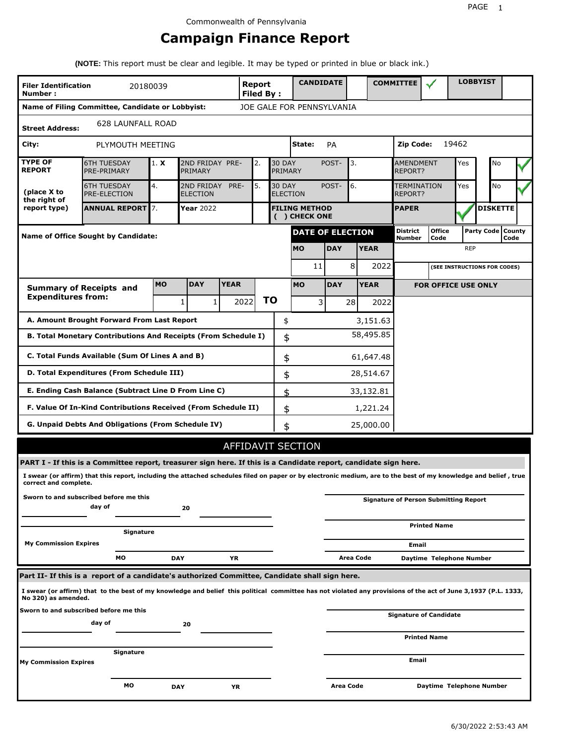Commonwealth of Pennsylvania

# Campaign Finance Report

**(NOTE:** This report must be clear and legible. It may be typed or printed in blue or black ink.)

| | | | | |
|---|---|---|---|---|
| **Filer Identification Number :** 20180039 | **Report Filed By :** | **CANDIDATE** | **COMMITTEE** ✓ | **LOBBYIST** |

**Name of Filing Committee, Candidate or Lobbyist:** JOE GALE FOR PENNSYLVANIA

**Street Address:** 628 LAUNFALL ROAD

**City:** PLYMOUTH MEETING **State:** PA **Zip Code:** 19462

| TYPE OF REPORT (place X to the right of report type) | | | | | | | | |
|---|---|---|---|---|---|---|---|---|
| 6TH TUESDAY PRE-PRIMARY | 1. X | 2ND FRIDAY PRE-PRIMARY | 2. | 30 DAY POST-PRIMARY | 3. | AMENDMENT REPORT? | Yes | No ✓ |
| 6TH TUESDAY PRE-ELECTION | 4. | 2ND FRIDAY PRE-ELECTION | 5. | 30 DAY POST-ELECTION | 6. | TERMINATION REPORT? | Yes | No ✓ |
| **ANNUAL REPORT** | 7. | **Year** 2022 | | **FILING METHOD ( ) CHECK ONE** | | **PAPER** ✓ | | **DISKETTE** |

**Name of Office Sought by Candidate:**

| DATE OF ELECTION MO | DAY | YEAR | District Number | Office Code | Party Code | County Code |
|---|---|---|---|---|---|---|
| 11 | 8 | 2022 | | | REP | |

(SEE INSTRUCTIONS FOR CODES)

| Summary of Receipts and Expenditures from: | MO | DAY | YEAR | | MO | DAY | YEAR |
|---|---|---|---|---|---|---|---|
| | 1 | 1 | 2022 | **TO** | 3 | 28 | 2022 |

FOR OFFICE USE ONLY

| | | |
|---|---|---|
| **A. Amount Brought Forward From Last Report** | $ | 3,151.63 |
| **B. Total Monetary Contributions And Receipts (From Schedule I)** | $ | 58,495.85 |
| **C. Total Funds Available (Sum Of Lines A and B)** | $ | 61,647.48 |
| **D. Total Expenditures (From Schedule III)** | $ | 28,514.67 |
| **E. Ending Cash Balance (Subtract Line D From Line C)** | $ | 33,132.81 |
| **F. Value Of In-Kind Contributions Received (From Schedule II)** | $ | 1,221.24 |
| **G. Unpaid Debts And Obligations (From Schedule IV)** | $ | 25,000.00 |

## AFFIDAVIT SECTION

**PART I - If this is a Committee report, treasurer sign here. If this is a Candidate report, candidate sign here.**

**I swear (or affirm) that this report, including the attached schedules filed on paper or by electronic medium, are to the best of my knowledge and belief , true correct and complete.**

**Sworn to and subscribed before me this** ____ **day of** ____ **20** ____

**Signature of Person Submitting Report**

**Printed Name**

**Signature**

**Email**

**My Commission Expires** **MO** **DAY** **YR**

**Area Code** **Daytime Telephone Number**

**Part II- If this is a report of a candidate's authorized Committee, Candidate shall sign here.**

**I swear (or affirm) that to the best of my knowledge and belief this political committee has not violated any provisions of the act of June 3,1937 (P.L. 1333, No 320) as amended.**

**Sworn to and subscribed before me this** ____ **day of** ____ **20** ____

**Signature of Candidate**

**Printed Name**

**Signature**

**Email**

**My Commission Expires** **MO** **DAY** **YR**

**Area Code** **Daytime Telephone Number**

6/30/2022 2:53:43 AM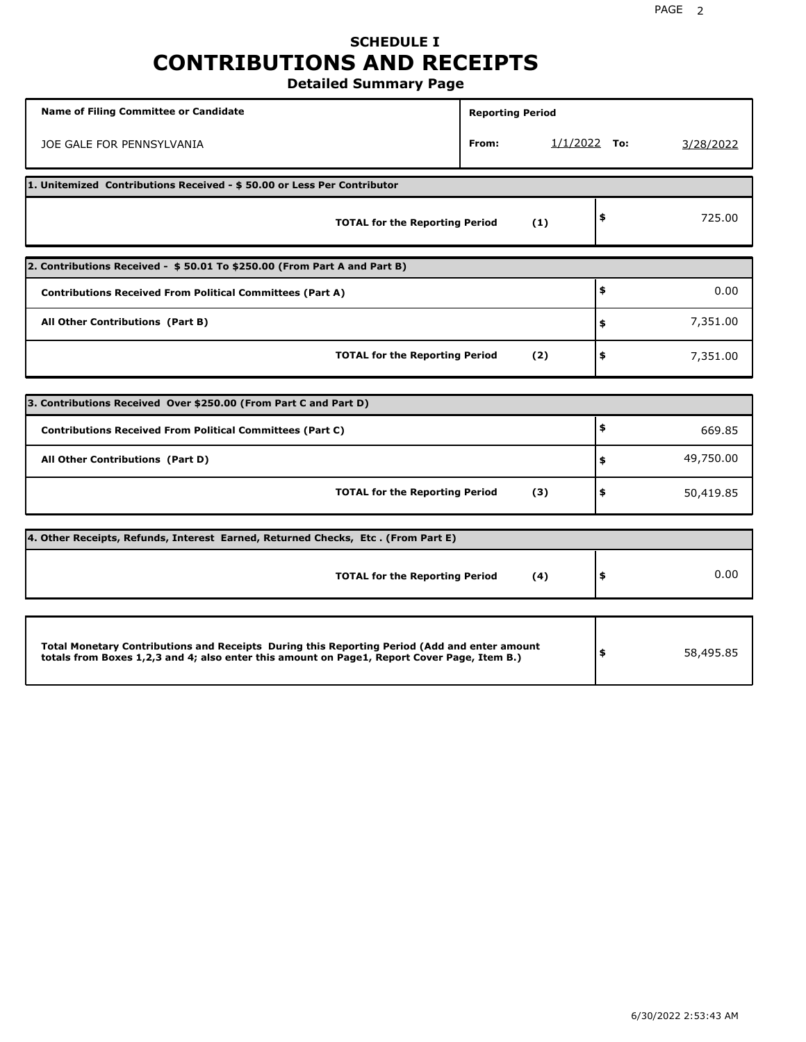# SCHEDULE I
# CONTRIBUTIONS AND RECEIPTS
## Detailed Summary Page

| Name of Filing Committee or Candidate | Reporting Period | | |
|---|---|---|---|
| JOE GALE FOR PENNSYLVANIA | From: 1/1/2022 | To: | 3/28/2022 |

**1. Unitemized Contributions Received - $ 50.00 or Less Per Contributor**

| | | |
|---|---|---|
| **TOTAL for the Reporting Period** | **(1)** | $ 725.00 |

**2. Contributions Received - $ 50.01 To $250.00 (From Part A and Part B)**

| | | |
|---|---|---|
| **Contributions Received From Political Committees (Part A)** | | $ 0.00 |
| **All Other Contributions (Part B)** | | $ 7,351.00 |
| **TOTAL for the Reporting Period** | **(2)** | $ 7,351.00 |

**3. Contributions Received Over $250.00 (From Part C and Part D)**

| | | |
|---|---|---|
| **Contributions Received From Political Committees (Part C)** | | $ 669.85 |
| **All Other Contributions (Part D)** | | $ 49,750.00 |
| **TOTAL for the Reporting Period** | **(3)** | $ 50,419.85 |

**4. Other Receipts, Refunds, Interest Earned, Returned Checks, Etc . (From Part E)**

| | | |
|---|---|---|
| **TOTAL for the Reporting Period** | **(4)** | $ 0.00 |

| | |
|---|---|
| **Total Monetary Contributions and Receipts During this Reporting Period (Add and enter amount totals from Boxes 1,2,3 and 4; also enter this amount on Page1, Report Cover Page, Item B.)** | $ 58,495.85 |

6/30/2022 2:53:43 AM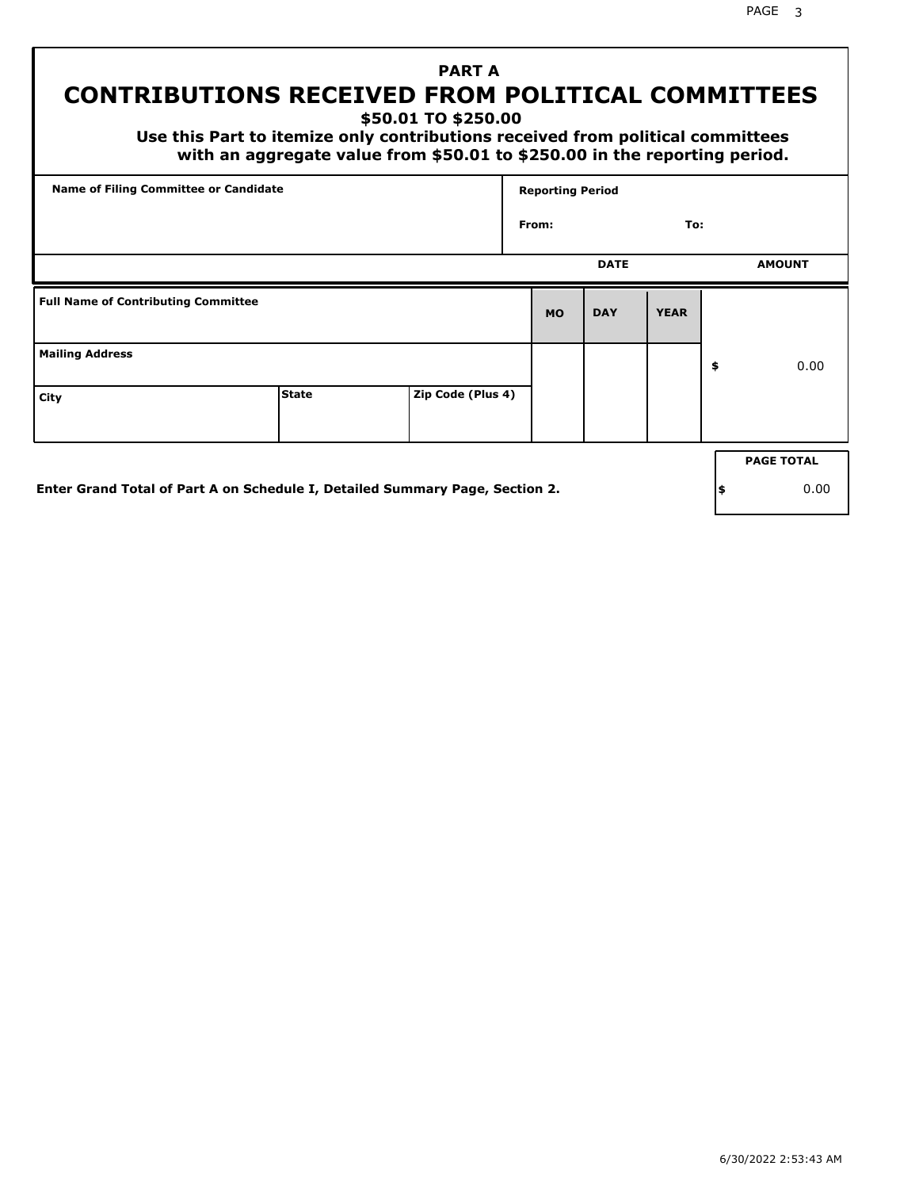# PART A
# CONTRIBUTIONS RECEIVED FROM POLITICAL COMMITTEES
### $50.01 TO $250.00

**Use this Part to itemize only contributions received from political committees with an aggregate value from $50.01 to $250.00 in the reporting period.**

| Name of Filing Committee or Candidate | Reporting Period |
| --- | --- |
| | From: To: |

| Full Name of Contributing Committee | | | DATE MO | DAY | YEAR | AMOUNT |
| --- | --- | --- | --- | --- | --- | --- |
| Mailing Address | | | | | | $ 0.00 |
| City | State | Zip Code (Plus 4) | | | | |

**Enter Grand Total of Part A on Schedule I, Detailed Summary Page, Section 2.**

| PAGE TOTAL |
| --- |
| $ 0.00 |

6/30/2022 2:53:43 AM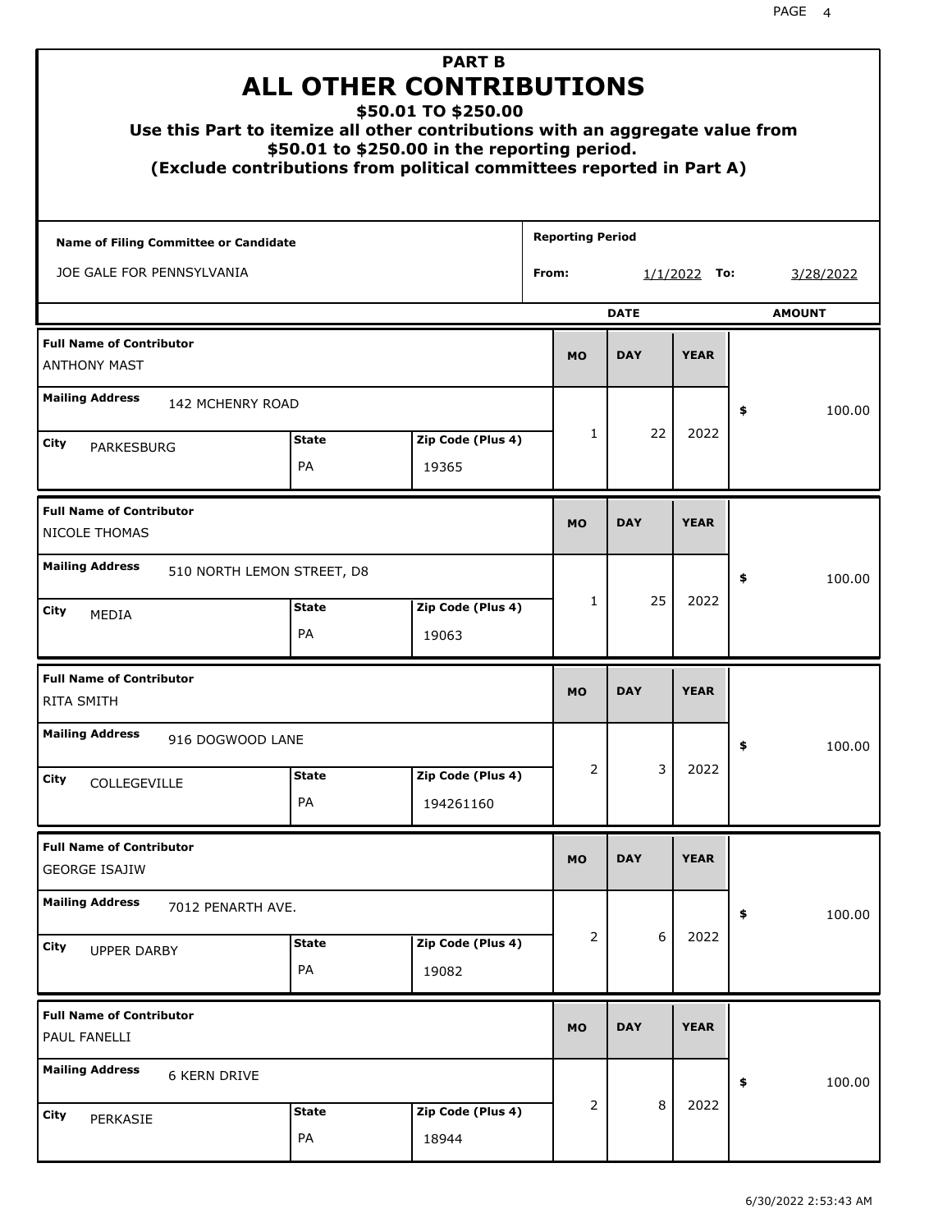# PART B
# ALL OTHER CONTRIBUTIONS
## $50.01 TO $250.00
### Use this Part to itemize all other contributions with an aggregate value from $50.01 to $250.00 in the reporting period.
### (Exclude contributions from political committees reported in Part A)

**Name of Filing Committee or Candidate:** JOE GALE FOR PENNSYLVANIA

**Reporting Period From:** 1/1/2022 **To:** 3/28/2022

| Full Name of Contributor | Mailing Address | City | State | Zip Code (Plus 4) | MO | DAY | YEAR | AMOUNT |
|---|---|---|---|---|---|---|---|---|
| ANTHONY MAST | 142 MCHENRY ROAD | PARKESBURG | PA | 19365 | 1 | 22 | 2022 | $ 100.00 |
| NICOLE THOMAS | 510 NORTH LEMON STREET, D8 | MEDIA | PA | 19063 | 1 | 25 | 2022 | $ 100.00 |
| RITA SMITH | 916 DOGWOOD LANE | COLLEGEVILLE | PA | 194261160 | 2 | 3 | 2022 | $ 100.00 |
| GEORGE ISAJIW | 7012 PENARTH AVE. | UPPER DARBY | PA | 19082 | 2 | 6 | 2022 | $ 100.00 |
| PAUL FANELLI | 6 KERN DRIVE | PERKASIE | PA | 18944 | 2 | 8 | 2022 | $ 100.00 |

6/30/2022 2:53:43 AM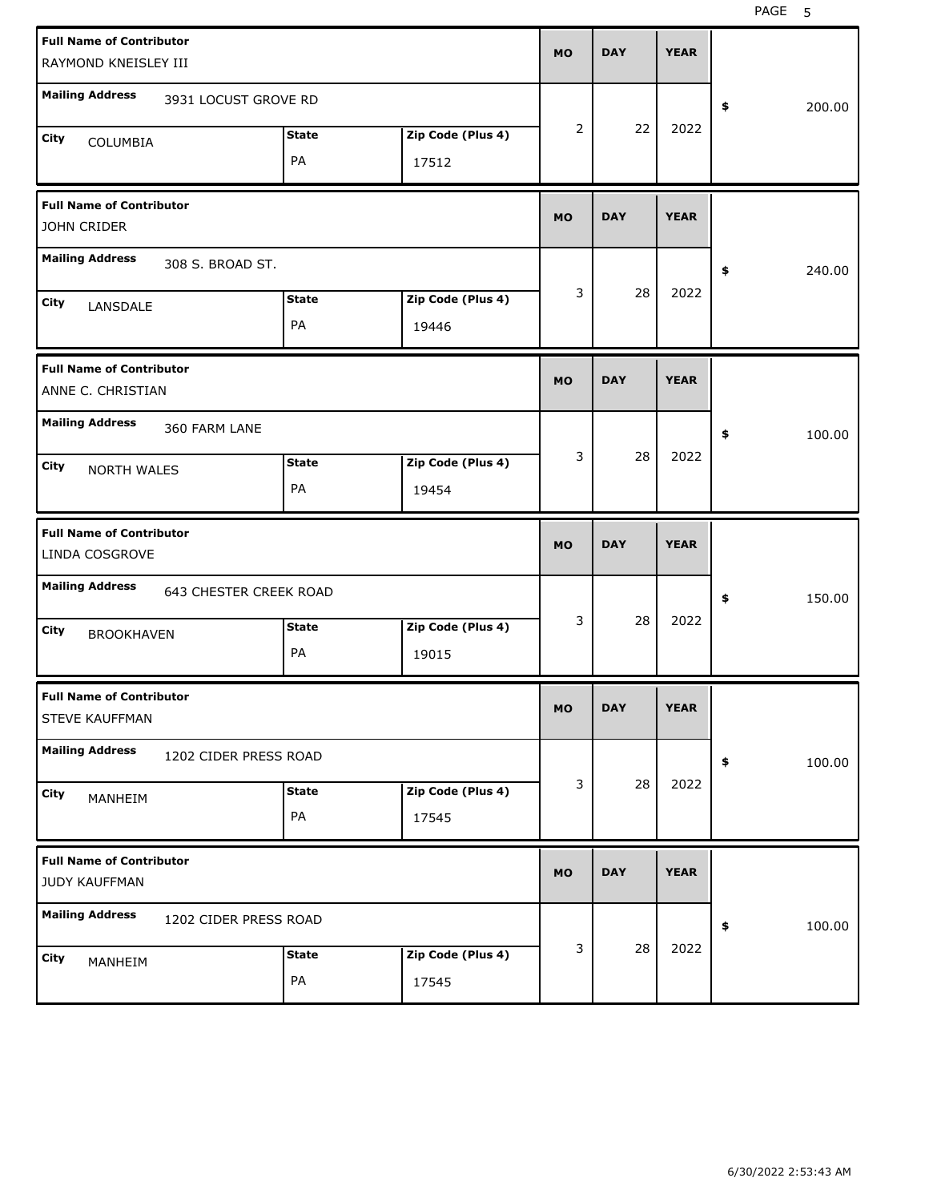| Full Name of Contributor | Mailing Address | City | State | Zip Code (Plus 4) | MO | DAY | YEAR | $ |
|---|---|---|---|---|---|---|---|---|
| RAYMOND KNEISLEY III | 3931 LOCUST GROVE RD | COLUMBIA | PA | 17512 | 2 | 22 | 2022 | 200.00 |
| JOHN CRIDER | 308 S. BROAD ST. | LANSDALE | PA | 19446 | 3 | 28 | 2022 | 240.00 |
| ANNE C. CHRISTIAN | 360 FARM LANE | NORTH WALES | PA | 19454 | 3 | 28 | 2022 | 100.00 |
| LINDA COSGROVE | 643 CHESTER CREEK ROAD | BROOKHAVEN | PA | 19015 | 3 | 28 | 2022 | 150.00 |
| STEVE KAUFFMAN | 1202 CIDER PRESS ROAD | MANHEIM | PA | 17545 | 3 | 28 | 2022 | 100.00 |
| JUDY KAUFFMAN | 1202 CIDER PRESS ROAD | MANHEIM | PA | 17545 | 3 | 28 | 2022 | 100.00 |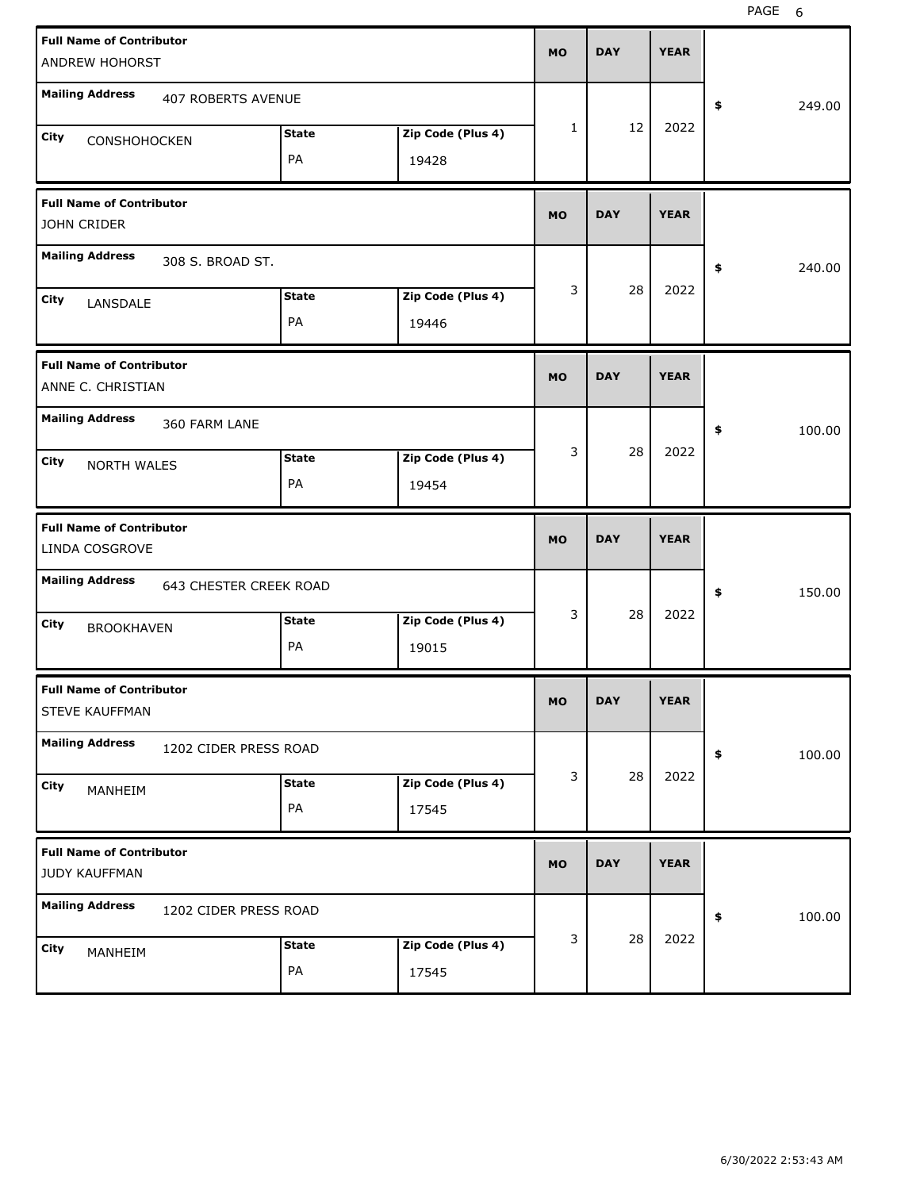| Full Name of Contributor | Mailing Address | City | State | Zip Code (Plus 4) | MO | DAY | YEAR | $ |
|---|---|---|---|---|---|---|---|---|
| ANDREW HOHORST | 407 ROBERTS AVENUE | CONSHOHOCKEN | PA | 19428 | 1 | 12 | 2022 | 249.00 |
| JOHN CRIDER | 308 S. BROAD ST. | LANSDALE | PA | 19446 | 3 | 28 | 2022 | 240.00 |
| ANNE C. CHRISTIAN | 360 FARM LANE | NORTH WALES | PA | 19454 | 3 | 28 | 2022 | 100.00 |
| LINDA COSGROVE | 643 CHESTER CREEK ROAD | BROOKHAVEN | PA | 19015 | 3 | 28 | 2022 | 150.00 |
| STEVE KAUFFMAN | 1202 CIDER PRESS ROAD | MANHEIM | PA | 17545 | 3 | 28 | 2022 | 100.00 |
| JUDY KAUFFMAN | 1202 CIDER PRESS ROAD | MANHEIM | PA | 17545 | 3 | 28 | 2022 | 100.00 |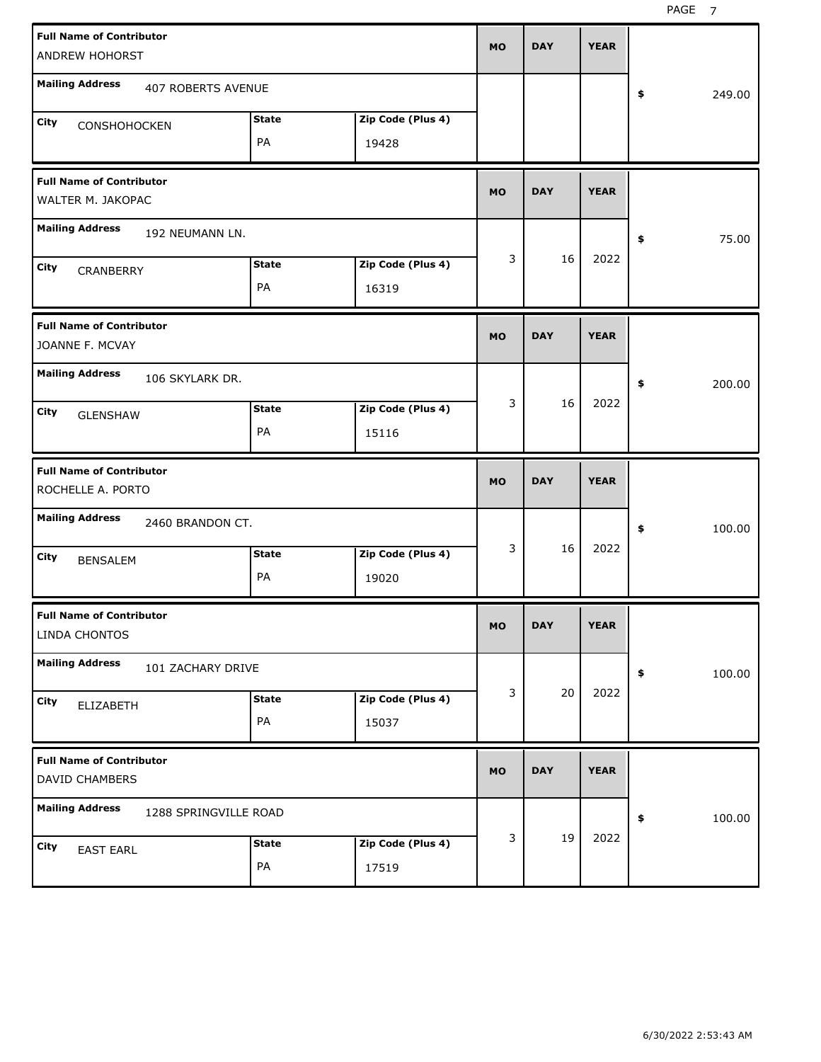| Full Name of Contributor | Mailing Address | City | State | Zip Code (Plus 4) | MO | DAY | YEAR | Amount |
|---|---|---|---|---|---|---|---|---|
| ANDREW HOHORST | 407 ROBERTS AVENUE | CONSHOHOCKEN | PA | 19428 | | | | $ 249.00 |
| WALTER M. JAKOPAC | 192 NEUMANN LN. | CRANBERRY | PA | 16319 | 3 | 16 | 2022 | $ 75.00 |
| JOANNE F. MCVAY | 106 SKYLARK DR. | GLENSHAW | PA | 15116 | 3 | 16 | 2022 | $ 200.00 |
| ROCHELLE A. PORTO | 2460 BRANDON CT. | BENSALEM | PA | 19020 | 3 | 16 | 2022 | $ 100.00 |
| LINDA CHONTOS | 101 ZACHARY DRIVE | ELIZABETH | PA | 15037 | 3 | 20 | 2022 | $ 100.00 |
| DAVID CHAMBERS | 1288 SPRINGVILLE ROAD | EAST EARL | PA | 17519 | 3 | 19 | 2022 | $ 100.00 |

6/30/2022 2:53:43 AM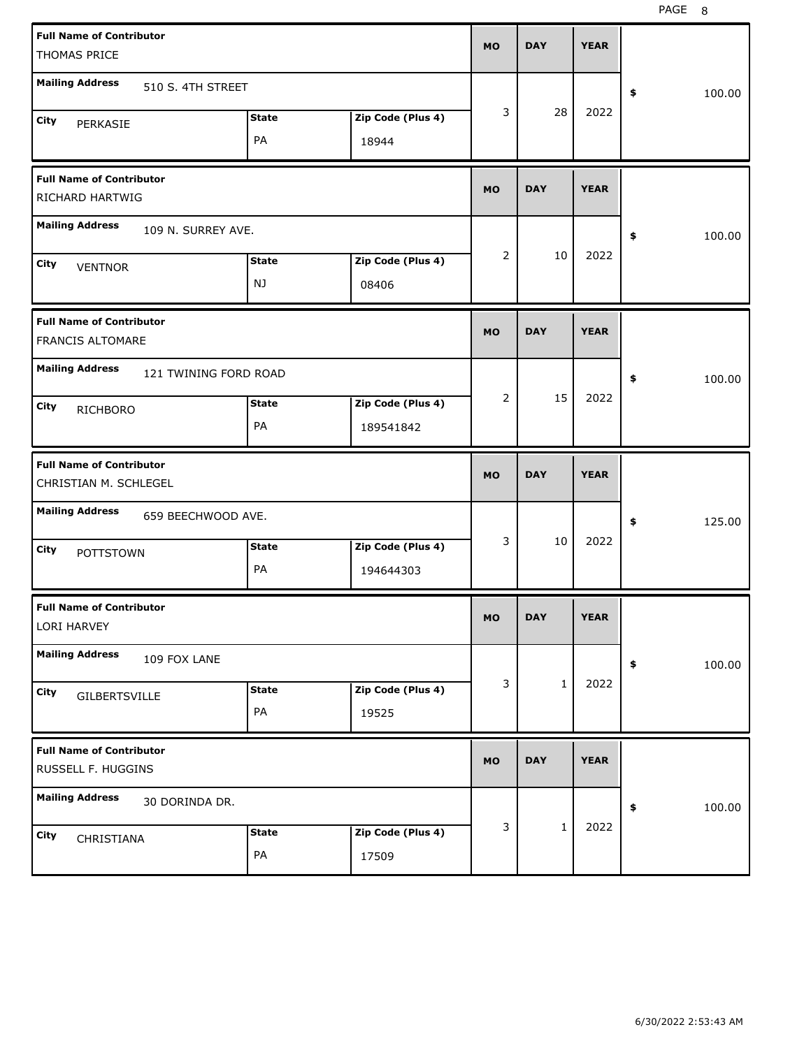| Full Name of Contributor | Mailing Address | City | State | Zip Code (Plus 4) | MO | DAY | YEAR | $ |
|---|---|---|---|---|---|---|---|---|
| THOMAS PRICE | 510 S. 4TH STREET | PERKASIE | PA | 18944 | 3 | 28 | 2022 | 100.00 |
| RICHARD HARTWIG | 109 N. SURREY AVE. | VENTNOR | NJ | 08406 | 2 | 10 | 2022 | 100.00 |
| FRANCIS ALTOMARE | 121 TWINING FORD ROAD | RICHBORO | PA | 189541842 | 2 | 15 | 2022 | 100.00 |
| CHRISTIAN M. SCHLEGEL | 659 BEECHWOOD AVE. | POTTSTOWN | PA | 194644303 | 3 | 10 | 2022 | 125.00 |
| LORI HARVEY | 109 FOX LANE | GILBERTSVILLE | PA | 19525 | 3 | 1 | 2022 | 100.00 |
| RUSSELL F. HUGGINS | 30 DORINDA DR. | CHRISTIANA | PA | 17509 | 3 | 1 | 2022 | 100.00 |

6/30/2022 2:53:43 AM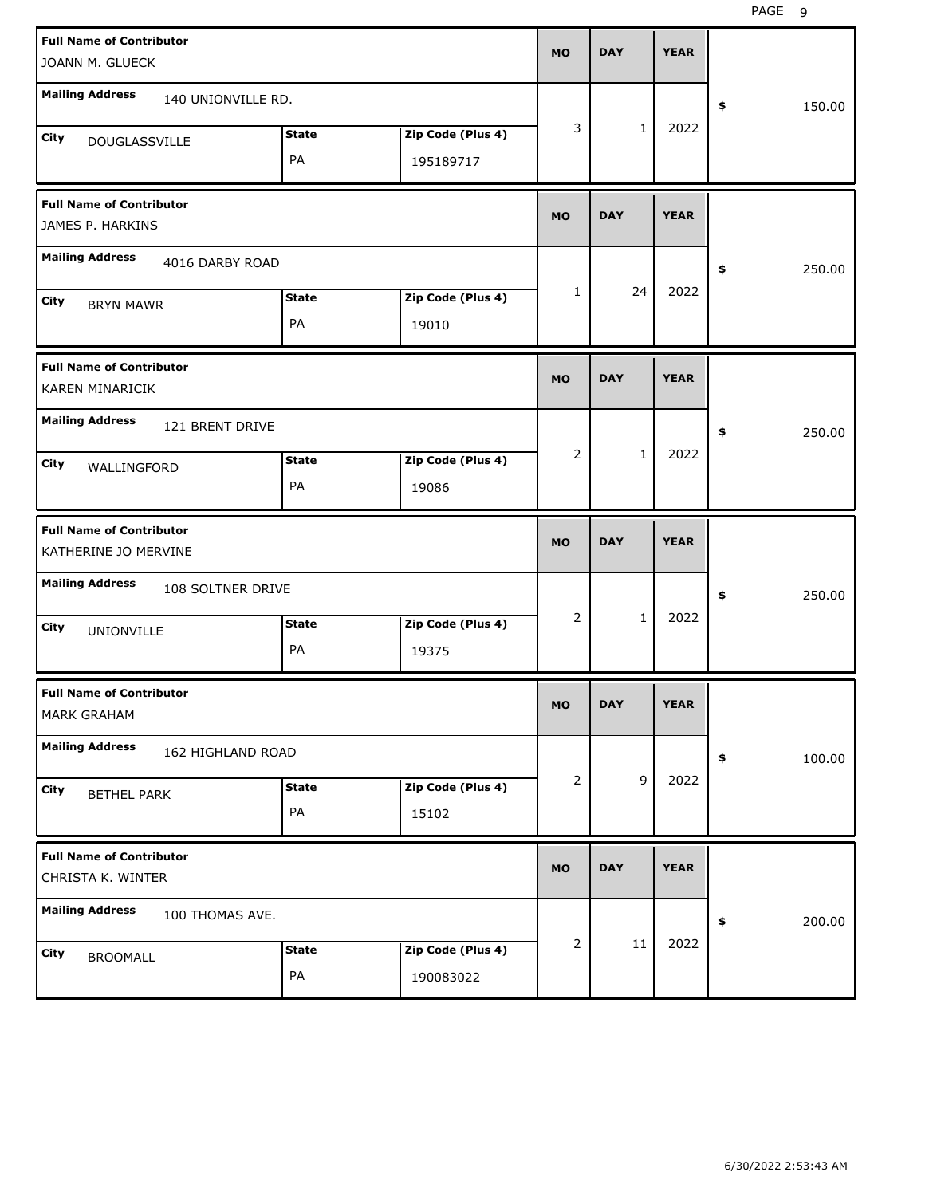| Full Name of Contributor | Mailing Address | City | State | Zip Code (Plus 4) | MO | DAY | YEAR | $ |
|---|---|---|---|---|---|---|---|---|
| JOANN M. GLUECK | 140 UNIONVILLE RD. | DOUGLASSVILLE | PA | 195189717 | 3 | 1 | 2022 | 150.00 |
| JAMES P. HARKINS | 4016 DARBY ROAD | BRYN MAWR | PA | 19010 | 1 | 24 | 2022 | 250.00 |
| KAREN MINARICIK | 121 BRENT DRIVE | WALLINGFORD | PA | 19086 | 2 | 1 | 2022 | 250.00 |
| KATHERINE JO MERVINE | 108 SOLTNER DRIVE | UNIONVILLE | PA | 19375 | 2 | 1 | 2022 | 250.00 |
| MARK GRAHAM | 162 HIGHLAND ROAD | BETHEL PARK | PA | 15102 | 2 | 9 | 2022 | 100.00 |
| CHRISTA K. WINTER | 100 THOMAS AVE. | BROOMALL | PA | 190083022 | 2 | 11 | 2022 | 200.00 |

6/30/2022 2:53:43 AM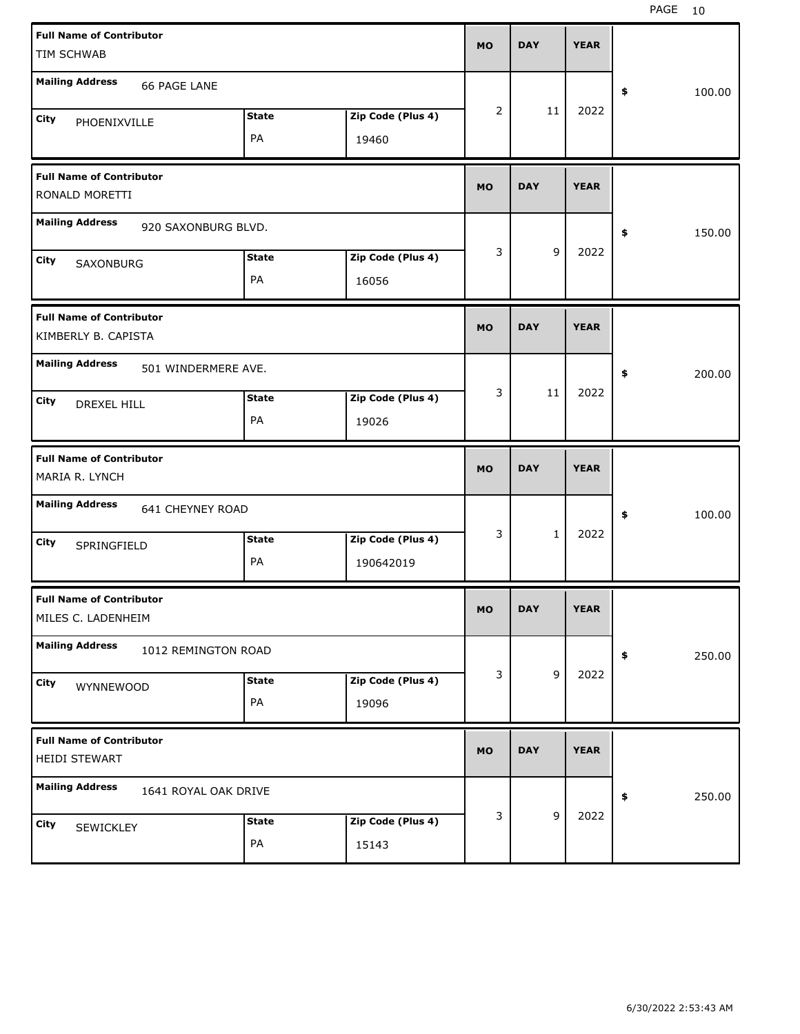| Full Name of Contributor | Mailing Address | City | State | Zip Code (Plus 4) | MO | DAY | YEAR | $ |
|---|---|---|---|---|---|---|---|---|
| TIM SCHWAB | 66 PAGE LANE | PHOENIXVILLE | PA | 19460 | 2 | 11 | 2022 | 100.00 |
| RONALD MORETTI | 920 SAXONBURG BLVD. | SAXONBURG | PA | 16056 | 3 | 9 | 2022 | 150.00 |
| KIMBERLY B. CAPISTA | 501 WINDERMERE AVE. | DREXEL HILL | PA | 19026 | 3 | 11 | 2022 | 200.00 |
| MARIA R. LYNCH | 641 CHEYNEY ROAD | SPRINGFIELD | PA | 190642019 | 3 | 1 | 2022 | 100.00 |
| MILES C. LADENHEIM | 1012 REMINGTON ROAD | WYNNEWOOD | PA | 19096 | 3 | 9 | 2022 | 250.00 |
| HEIDI STEWART | 1641 ROYAL OAK DRIVE | SEWICKLEY | PA | 15143 | 3 | 9 | 2022 | 250.00 |

6/30/2022 2:53:43 AM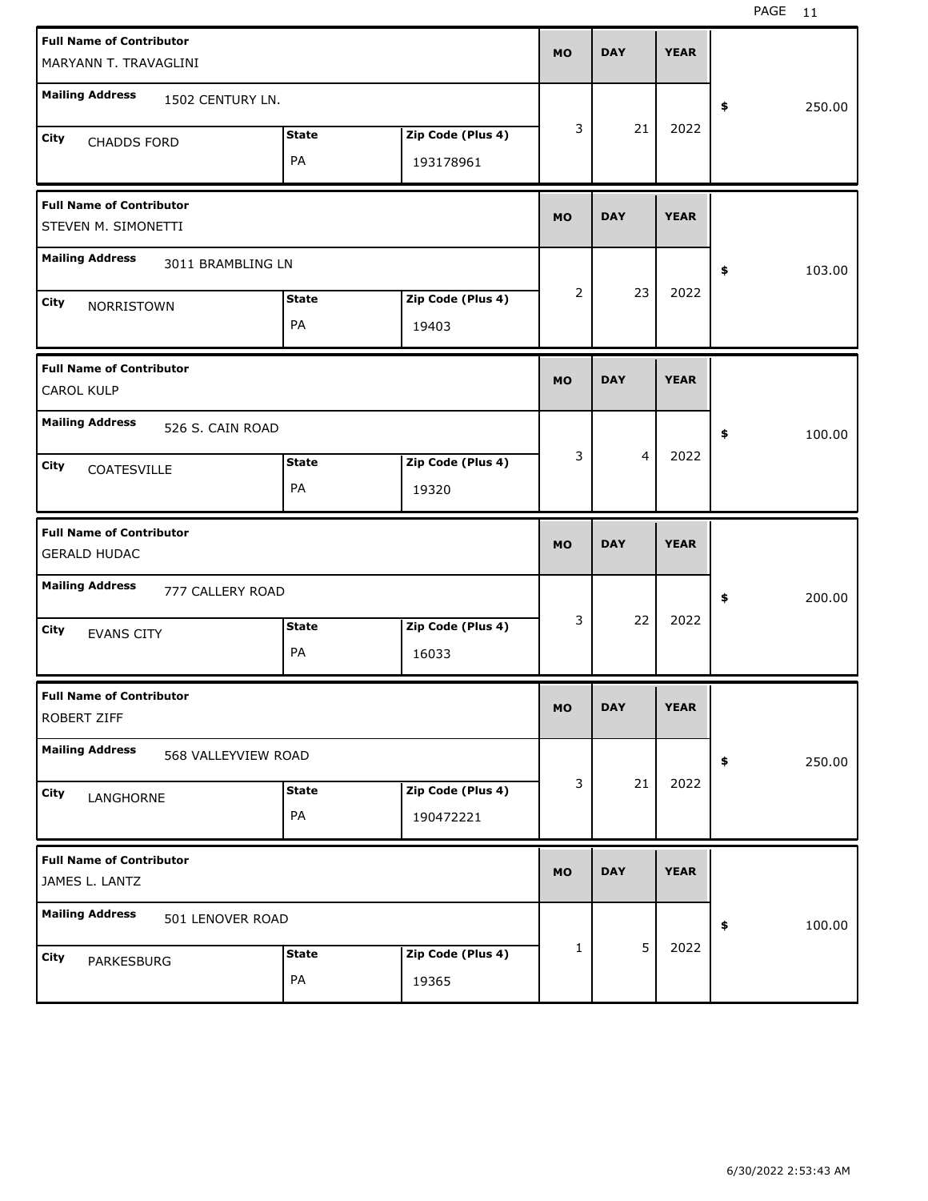| Full Name of Contributor | Mailing Address | City | State | Zip Code (Plus 4) | MO | DAY | YEAR | $ |
|---|---|---|---|---|---|---|---|---|
| MARYANN T. TRAVAGLINI | 1502 CENTURY LN. | CHADDS FORD | PA | 193178961 | 3 | 21 | 2022 | 250.00 |
| STEVEN M. SIMONETTI | 3011 BRAMBLING LN | NORRISTOWN | PA | 19403 | 2 | 23 | 2022 | 103.00 |
| CAROL KULP | 526 S. CAIN ROAD | COATESVILLE | PA | 19320 | 3 | 4 | 2022 | 100.00 |
| GERALD HUDAC | 777 CALLERY ROAD | EVANS CITY | PA | 16033 | 3 | 22 | 2022 | 200.00 |
| ROBERT ZIFF | 568 VALLEYVIEW ROAD | LANGHORNE | PA | 190472221 | 3 | 21 | 2022 | 250.00 |
| JAMES L. LANTZ | 501 LENOVER ROAD | PARKESBURG | PA | 19365 | 1 | 5 | 2022 | 100.00 |

6/30/2022 2:53:43 AM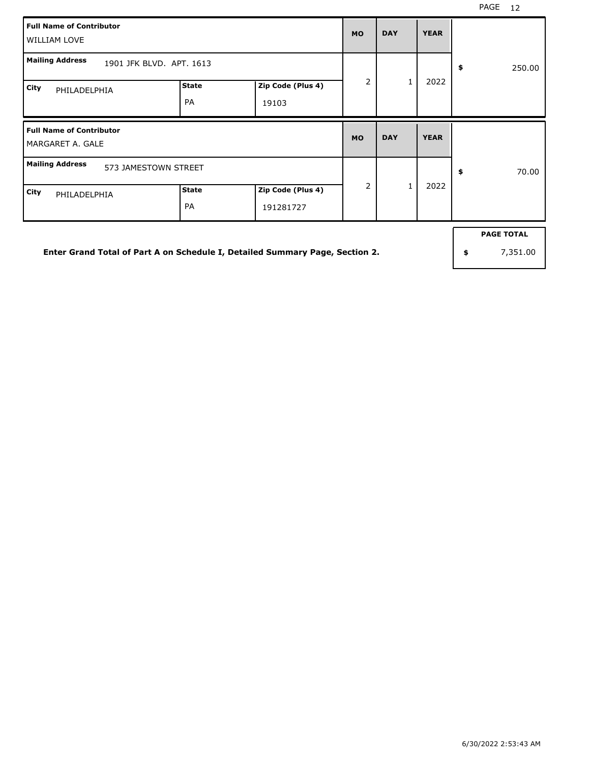| Full Name of Contributor | | | MO | DAY | YEAR | |
|---|---|---|---|---|---|---|
| WILLIAM LOVE | | | | | | |
| **Mailing Address** 1901 JFK BLVD. APT. 1613 | | | 2 | 1 | 2022 | $ 250.00 |
| **City** PHILADELPHIA | **State** PA | **Zip Code (Plus 4)** 19103 | | | | |

| Full Name of Contributor | | | MO | DAY | YEAR | |
|---|---|---|---|---|---|---|
| MARGARET A. GALE | | | | | | |
| **Mailing Address** 573 JAMESTOWN STREET | | | 2 | 1 | 2022 | $ 70.00 |
| **City** PHILADELPHIA | **State** PA | **Zip Code (Plus 4)** 191281727 | | | | |

**Enter Grand Total of Part A on Schedule I, Detailed Summary Page, Section 2.**

| PAGE TOTAL |
|---|
| $ 7,351.00 |

6/30/2022 2:53:43 AM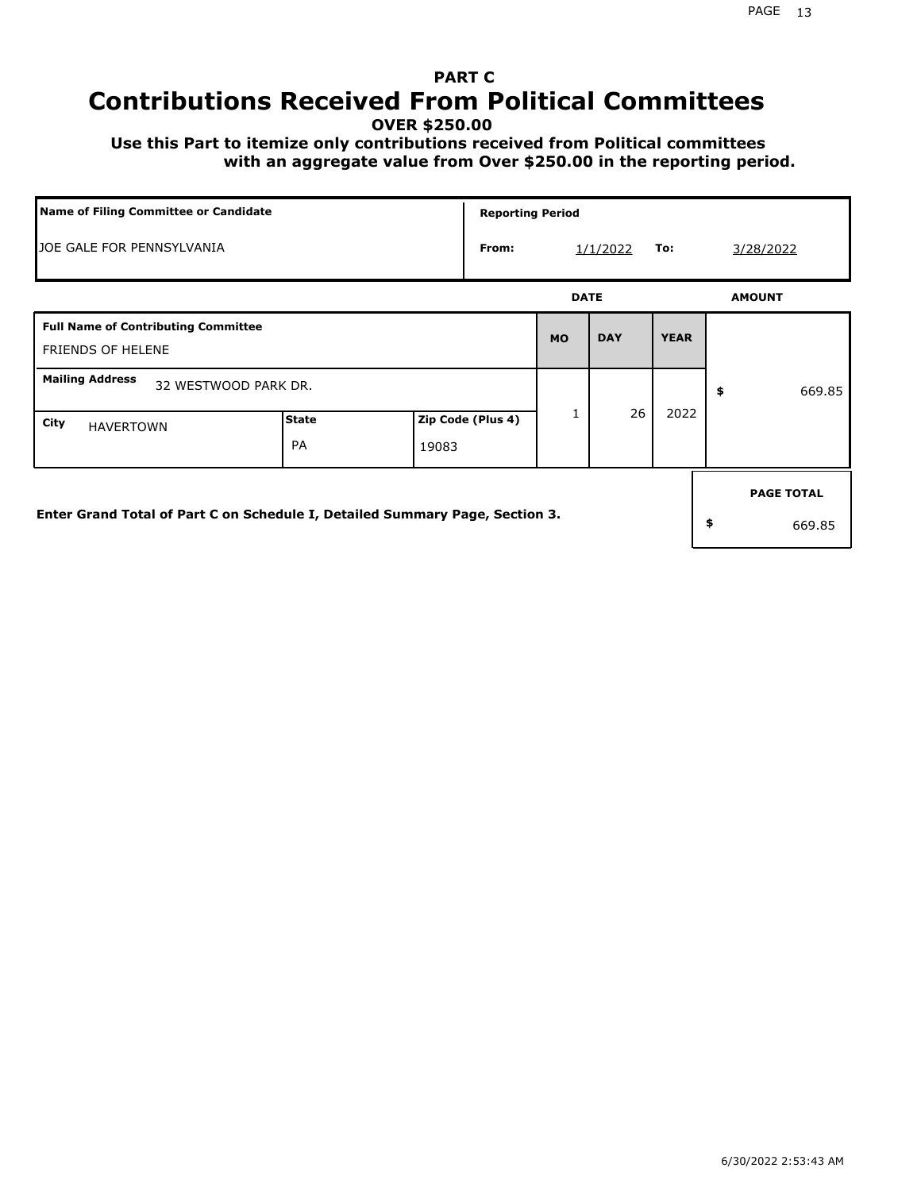# PART C
# Contributions Received From Political Committees

**OVER $250.00**

**Use this Part to itemize only contributions received from Political committees with an aggregate value from Over $250.00 in the reporting period.**

| Name of Filing Committee or Candidate | Reporting Period | | | |
|---|---|---|---|---|
| JOE GALE FOR PENNSYLVANIA | From: | 1/1/2022 | To: | 3/28/2022 |

| Full Name of Contributing Committee | | | DATE MO | DATE DAY | DATE YEAR | AMOUNT |
|---|---|---|---|---|---|---|
| FRIENDS OF HELENE | | | 1 | 26 | 2022 | $ 669.85 |
| Mailing Address: 32 WESTWOOD PARK DR. | | | | | | |
| City: HAVERTOWN | State: PA | Zip Code (Plus 4): 19083 | | | | |

**Enter Grand Total of Part C on Schedule I, Detailed Summary Page, Section 3.**

| PAGE TOTAL |
|---|
| $ 669.85 |

6/30/2022 2:53:43 AM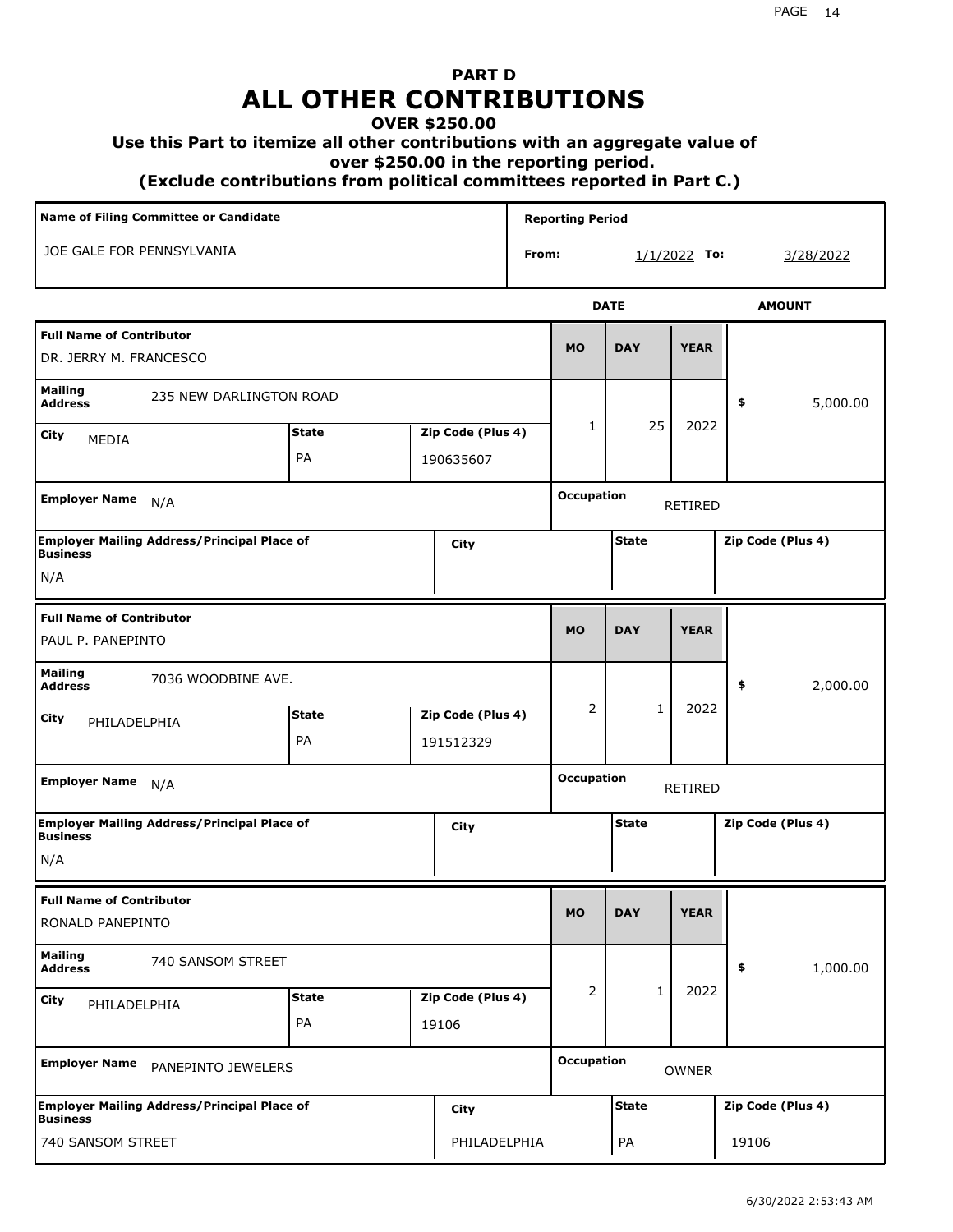# PART D
# ALL OTHER CONTRIBUTIONS
### OVER $250.00
### Use this Part to itemize all other contributions with an aggregate value of over $250.00 in the reporting period.
### (Exclude contributions from political committees reported in Part C.)

| Name of Filing Committee or Candidate | Reporting Period |
|---|---|
| JOE GALE FOR PENNSYLVANIA | From: 1/1/2022 To: 3/28/2022 |

| Full Name of Contributor | Mailing Address | City | State | Zip Code (Plus 4) | MO | DAY | YEAR | AMOUNT | Employer Name | Occupation | Employer Mailing Address/Principal Place of Business | City | State | Zip Code (Plus 4) |
|---|---|---|---|---|---|---|---|---|---|---|---|---|---|---|
| DR. JERRY M. FRANCESCO | 235 NEW DARLINGTON ROAD | MEDIA | PA | 190635607 | 1 | 25 | 2022 | $ 5,000.00 | N/A | RETIRED | N/A | | | |
| PAUL P. PANEPINTO | 7036 WOODBINE AVE. | PHILADELPHIA | PA | 191512329 | 2 | 1 | 2022 | $ 2,000.00 | N/A | RETIRED | N/A | | | |
| RONALD PANEPINTO | 740 SANSOM STREET | PHILADELPHIA | PA | 19106 | 2 | 1 | 2022 | $ 1,000.00 | PANEPINTO JEWELERS | OWNER | 740 SANSOM STREET | PHILADELPHIA | PA | 19106 |

6/30/2022 2:53:43 AM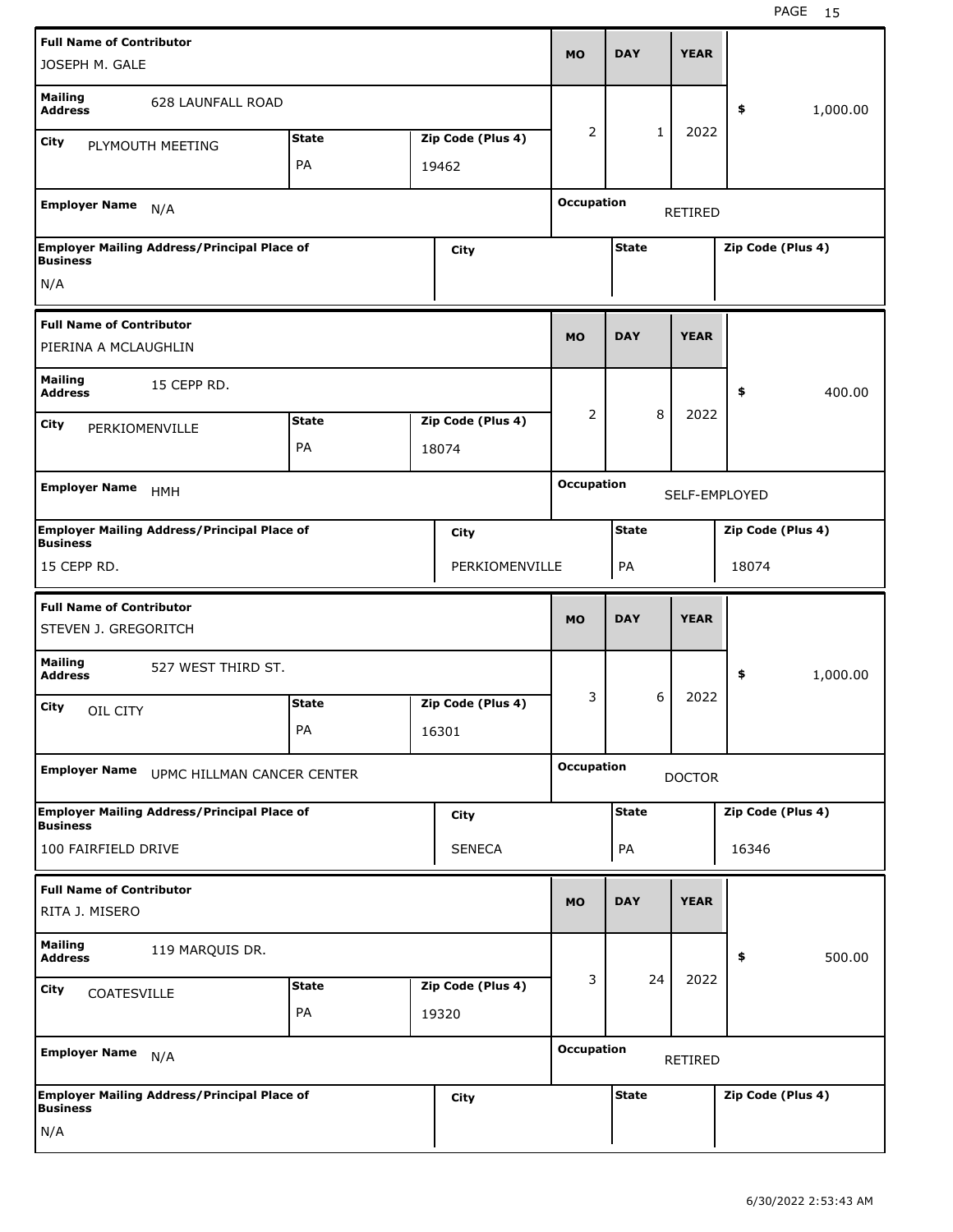| Full Name of Contributor | | | MO | DAY | YEAR | |
|---|---|---|---|---|---|---|
| JOSEPH M. GALE | | | | | | |
| Mailing Address | 628 LAUNFALL ROAD | | 2 | 1 | 2022 | $ 1,000.00 |
| City: PLYMOUTH MEETING | State: PA | Zip Code (Plus 4): 19462 | | | | |
| Employer Name: N/A | | | Occupation: RETIRED | | | |
| Employer Mailing Address/Principal Place of Business: N/A | City: | | State: | | Zip Code (Plus 4): | |

| Full Name of Contributor | | | MO | DAY | YEAR | |
|---|---|---|---|---|---|---|
| PIERINA A MCLAUGHLIN | | | | | | |
| Mailing Address | 15 CEPP RD. | | 2 | 8 | 2022 | $ 400.00 |
| City: PERKIOMENVILLE | State: PA | Zip Code (Plus 4): 18074 | | | | |
| Employer Name: HMH | | | Occupation: SELF-EMPLOYED | | | |
| Employer Mailing Address/Principal Place of Business: 15 CEPP RD. | City: PERKIOMENVILLE | | State: PA | | Zip Code (Plus 4): 18074 | |

| Full Name of Contributor | | | MO | DAY | YEAR | |
|---|---|---|---|---|---|---|
| STEVEN J. GREGORITCH | | | | | | |
| Mailing Address | 527 WEST THIRD ST. | | 3 | 6 | 2022 | $ 1,000.00 |
| City: OIL CITY | State: PA | Zip Code (Plus 4): 16301 | | | | |
| Employer Name: UPMC HILLMAN CANCER CENTER | | | Occupation: DOCTOR | | | |
| Employer Mailing Address/Principal Place of Business: 100 FAIRFIELD DRIVE | City: SENECA | | State: PA | | Zip Code (Plus 4): 16346 | |

| Full Name of Contributor | | | MO | DAY | YEAR | |
|---|---|---|---|---|---|---|
| RITA J. MISERO | | | | | | |
| Mailing Address | 119 MARQUIS DR. | | 3 | 24 | 2022 | $ 500.00 |
| City: COATESVILLE | State: PA | Zip Code (Plus 4): 19320 | | | | |
| Employer Name: N/A | | | Occupation: RETIRED | | | |
| Employer Mailing Address/Principal Place of Business: N/A | City: | | State: | | Zip Code (Plus 4): | |

6/30/2022 2:53:43 AM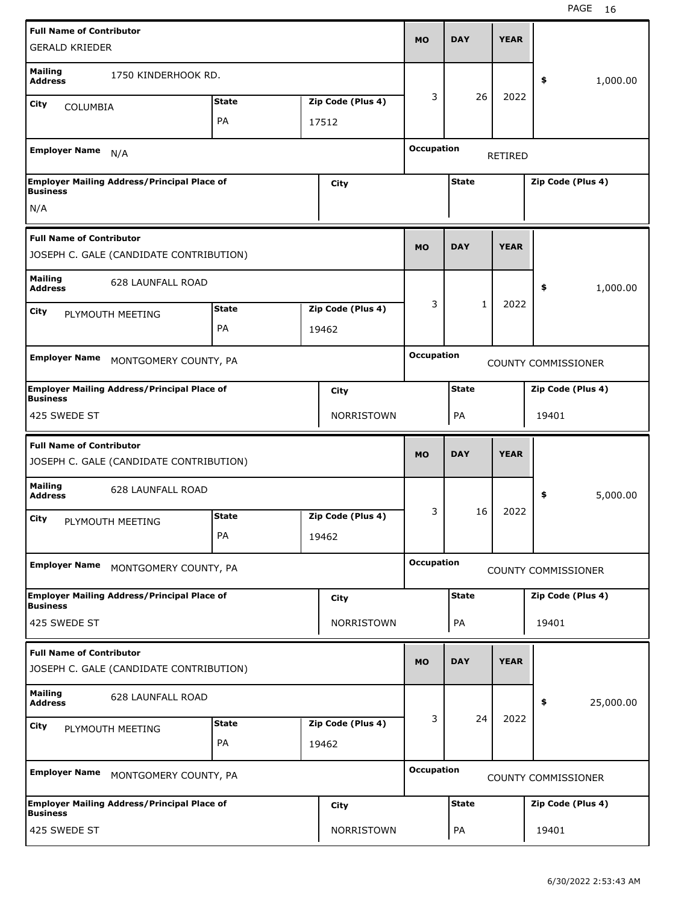| Full Name of Contributor | | | MO | DAY | YEAR | |
|---|---|---|---|---|---|---|
| GERALD KRIEDER | | | | | | |
| Mailing Address | 1750 KINDERHOOK RD. | | 3 | 26 | 2022 | $ 1,000.00 |
| City: COLUMBIA | State: PA | Zip Code (Plus 4): 17512 | | | | |
| Employer Name: N/A | | | Occupation: RETIRED | | | |
| Employer Mailing Address/Principal Place of Business: N/A | City: | | State: | | Zip Code (Plus 4): | |

| Full Name of Contributor | | | MO | DAY | YEAR | |
|---|---|---|---|---|---|---|
| JOSEPH C. GALE (CANDIDATE CONTRIBUTION) | | | | | | |
| Mailing Address | 628 LAUNFALL ROAD | | 3 | 1 | 2022 | $ 1,000.00 |
| City: PLYMOUTH MEETING | State: PA | Zip Code (Plus 4): 19462 | | | | |
| Employer Name: MONTGOMERY COUNTY, PA | | | Occupation: COUNTY COMMISSIONER | | | |
| Employer Mailing Address/Principal Place of Business: 425 SWEDE ST | City: NORRISTOWN | | State: PA | | Zip Code (Plus 4): 19401 | |

| Full Name of Contributor | | | MO | DAY | YEAR | |
|---|---|---|---|---|---|---|
| JOSEPH C. GALE (CANDIDATE CONTRIBUTION) | | | | | | |
| Mailing Address | 628 LAUNFALL ROAD | | 3 | 16 | 2022 | $ 5,000.00 |
| City: PLYMOUTH MEETING | State: PA | Zip Code (Plus 4): 19462 | | | | |
| Employer Name: MONTGOMERY COUNTY, PA | | | Occupation: COUNTY COMMISSIONER | | | |
| Employer Mailing Address/Principal Place of Business: 425 SWEDE ST | City: NORRISTOWN | | State: PA | | Zip Code (Plus 4): 19401 | |

| Full Name of Contributor | | | MO | DAY | YEAR | |
|---|---|---|---|---|---|---|
| JOSEPH C. GALE (CANDIDATE CONTRIBUTION) | | | | | | |
| Mailing Address | 628 LAUNFALL ROAD | | 3 | 24 | 2022 | $ 25,000.00 |
| City: PLYMOUTH MEETING | State: PA | Zip Code (Plus 4): 19462 | | | | |
| Employer Name: MONTGOMERY COUNTY, PA | | | Occupation: COUNTY COMMISSIONER | | | |
| Employer Mailing Address/Principal Place of Business: 425 SWEDE ST | City: NORRISTOWN | | State: PA | | Zip Code (Plus 4): 19401 | |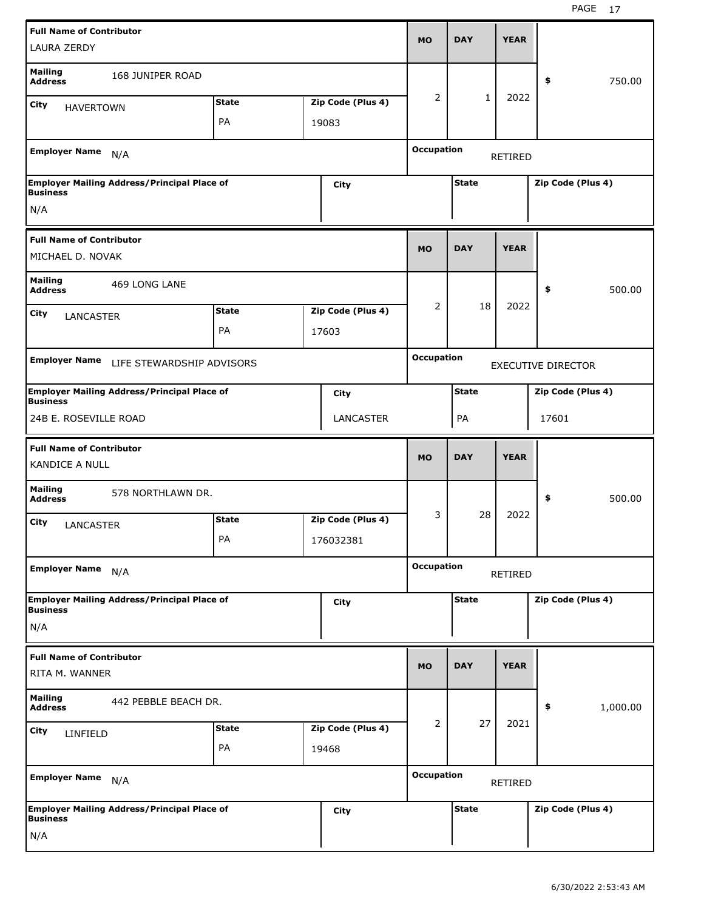| Full Name of Contributor | | | MO | DAY | YEAR | |
|---|---|---|---|---|---|---|
| LAURA ZERDY | | | | | | |
| Mailing Address: 168 JUNIPER ROAD | | | 2 | 1 | 2022 | $ 750.00 |
| City: HAVERTOWN | State: PA | Zip Code (Plus 4): 19083 | | | | |
| Employer Name: N/A | | | Occupation: RETIRED | | | |
| Employer Mailing Address/Principal Place of Business: N/A | City: | | State: | | Zip Code (Plus 4): | |

| Full Name of Contributor | | | MO | DAY | YEAR | |
|---|---|---|---|---|---|---|
| MICHAEL D. NOVAK | | | | | | |
| Mailing Address: 469 LONG LANE | | | 2 | 18 | 2022 | $ 500.00 |
| City: LANCASTER | State: PA | Zip Code (Plus 4): 17603 | | | | |
| Employer Name: LIFE STEWARDSHIP ADVISORS | | | Occupation: EXECUTIVE DIRECTOR | | | |
| Employer Mailing Address/Principal Place of Business: 24B E. ROSEVILLE ROAD | City: LANCASTER | | State: PA | | Zip Code (Plus 4): 17601 | |

| Full Name of Contributor | | | MO | DAY | YEAR | |
|---|---|---|---|---|---|---|
| KANDICE A NULL | | | | | | |
| Mailing Address: 578 NORTHLAWN DR. | | | 3 | 28 | 2022 | $ 500.00 |
| City: LANCASTER | State: PA | Zip Code (Plus 4): 176032381 | | | | |
| Employer Name: N/A | | | Occupation: RETIRED | | | |
| Employer Mailing Address/Principal Place of Business: N/A | City: | | State: | | Zip Code (Plus 4): | |

| Full Name of Contributor | | | MO | DAY | YEAR | |
|---|---|---|---|---|---|---|
| RITA M. WANNER | | | | | | |
| Mailing Address: 442 PEBBLE BEACH DR. | | | 2 | 27 | 2021 | $ 1,000.00 |
| City: LINFIELD | State: PA | Zip Code (Plus 4): 19468 | | | | |
| Employer Name: N/A | | | Occupation: RETIRED | | | |
| Employer Mailing Address/Principal Place of Business: N/A | City: | | State: | | Zip Code (Plus 4): | |

6/30/2022 2:53:43 AM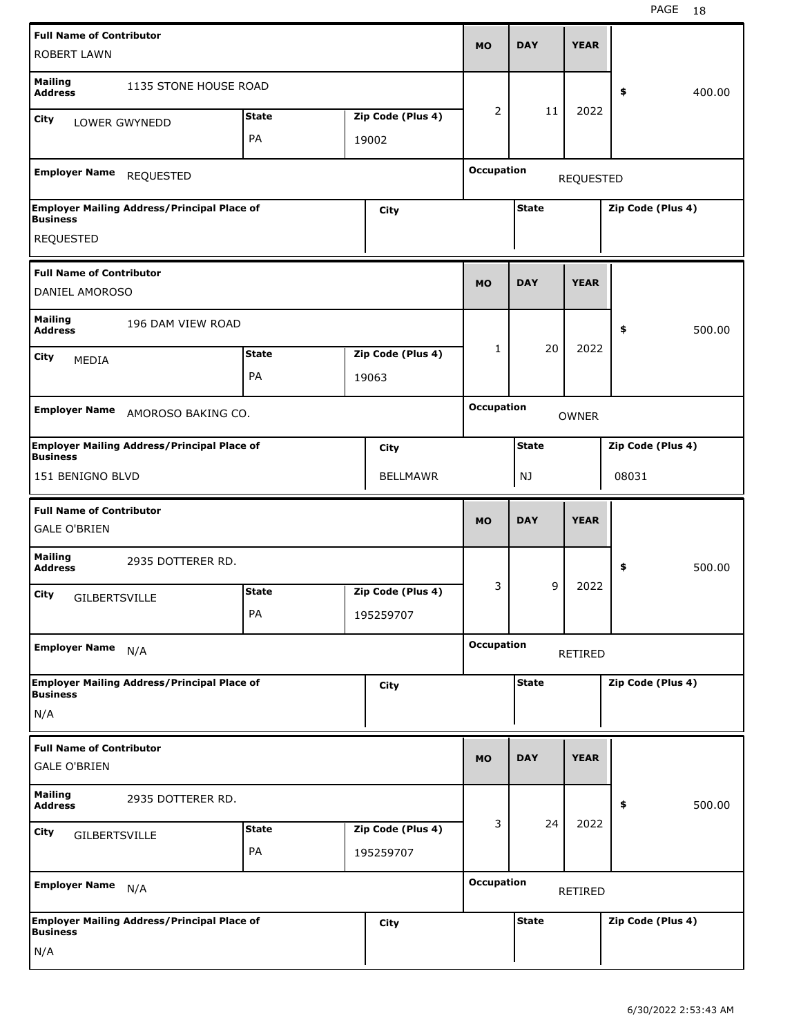| Full Name of Contributor | Mailing Address | City | State | Zip Code (Plus 4) | MO | DAY | YEAR | $ | Employer Name | Occupation | Employer Mailing Address/Principal Place of Business | City | State | Zip Code (Plus 4) |
|---|---|---|---|---|---|---|---|---|---|---|---|---|---|---|
| ROBERT LAWN | 1135 STONE HOUSE ROAD | LOWER GWYNEDD | PA | 19002 | 2 | 11 | 2022 | 400.00 | REQUESTED | REQUESTED | REQUESTED | | | |
| DANIEL AMOROSO | 196 DAM VIEW ROAD | MEDIA | PA | 19063 | 1 | 20 | 2022 | 500.00 | AMOROSO BAKING CO. | OWNER | 151 BENIGNO BLVD | BELLMAWR | NJ | 08031 |
| GALE O'BRIEN | 2935 DOTTERER RD. | GILBERTSVILLE | PA | 195259707 | 3 | 9 | 2022 | 500.00 | N/A | RETIRED | N/A | | | |
| GALE O'BRIEN | 2935 DOTTERER RD. | GILBERTSVILLE | PA | 195259707 | 3 | 24 | 2022 | 500.00 | N/A | RETIRED | N/A | | | |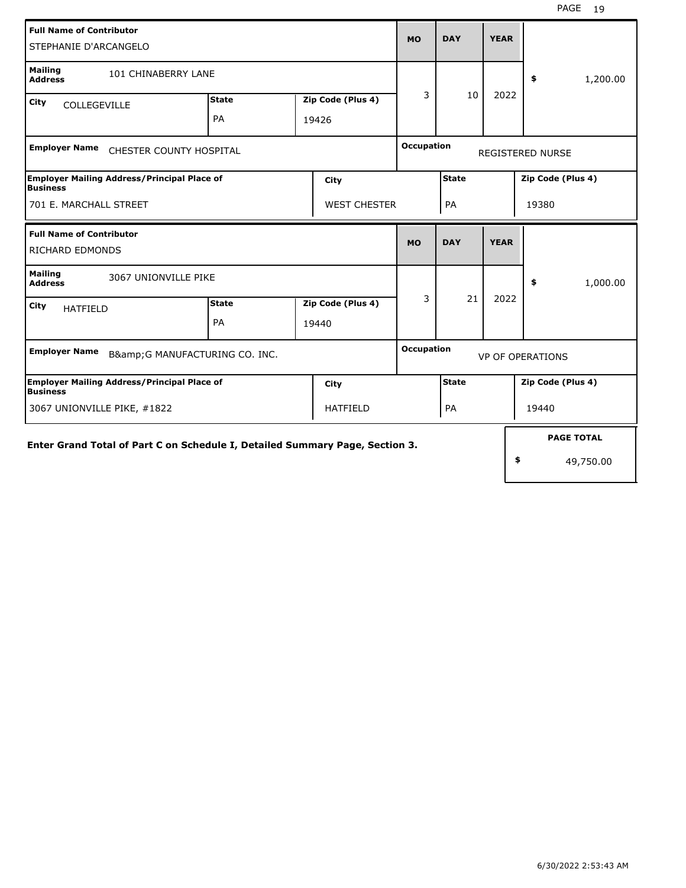| Full Name of Contributor | | | MO | DAY | YEAR | |
|---|---|---|---|---|---|---|
| STEPHANIE D'ARCANGELO | | | | | | |
| **Mailing Address** 101 CHINABERRY LANE | | | 3 | 10 | 2022 | $ 1,200.00 |
| **City** COLLEGEVILLE | **State** PA | **Zip Code (Plus 4)** 19426 | | | | |
| **Employer Name** CHESTER COUNTY HOSPITAL | | | **Occupation** | REGISTERED NURSE | | |
| **Employer Mailing Address/Principal Place of Business** 701 E. MARCHALL STREET | **City** WEST CHESTER | | **State** PA | | **Zip Code (Plus 4)** 19380 | |

| Full Name of Contributor | | | MO | DAY | YEAR | |
|---|---|---|---|---|---|---|
| RICHARD EDMONDS | | | | | | |
| **Mailing Address** 3067 UNIONVILLE PIKE | | | 3 | 21 | 2022 | $ 1,000.00 |
| **City** HATFIELD | **State** PA | **Zip Code (Plus 4)** 19440 | | | | |
| **Employer Name** B&amp;G MANUFACTURING CO. INC. | | | **Occupation** | VP OF OPERATIONS | | |
| **Employer Mailing Address/Principal Place of Business** 3067 UNIONVILLE PIKE, #1822 | **City** HATFIELD | | **State** PA | | **Zip Code (Plus 4)** 19440 | |

**Enter Grand Total of Part C on Schedule I, Detailed Summary Page, Section 3.**

| PAGE TOTAL |
|---|
| $ 49,750.00 |

6/30/2022 2:53:43 AM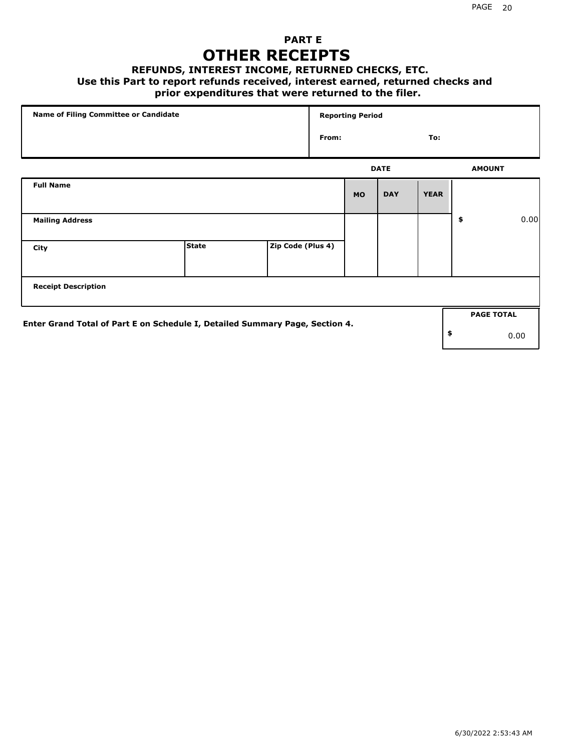## PART E

# OTHER RECEIPTS

### REFUNDS, INTEREST INCOME, RETURNED CHECKS, ETC.

**Use this Part to report refunds received, interest earned, returned checks and prior expenditures that were returned to the filer.**

| Name of Filing Committee or Candidate | Reporting Period |
|---|---|
| | From: To: |

| Full Name | | | DATE MO | DAY | YEAR | AMOUNT |
|---|---|---|---|---|---|---|
| Mailing Address | | | | | | $ 0.00 |
| City | State | Zip Code (Plus 4) | | | | |
| Receipt Description | | | | | | |

**Enter Grand Total of Part E on Schedule I, Detailed Summary Page, Section 4.**

| PAGE TOTAL |
|---|
| $ 0.00 |

6/30/2022 2:53:43 AM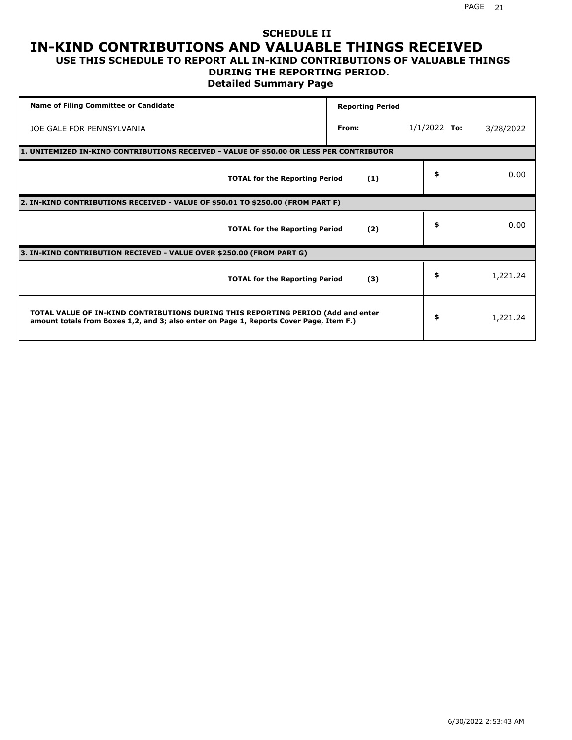## SCHEDULE II

# IN-KIND CONTRIBUTIONS AND VALUABLE THINGS RECEIVED

### USE THIS SCHEDULE TO REPORT ALL IN-KIND CONTRIBUTIONS OF VALUABLE THINGS DURING THE REPORTING PERIOD.

### Detailed Summary Page

| Name of Filing Committee or Candidate | Reporting Period | | |
|---|---|---|---|
| JOE GALE FOR PENNSYLVANIA | From: | 1/1/2022 **To:** | 3/28/2022 |

| **1. UNITEMIZED IN-KIND CONTRIBUTIONS RECEIVED - VALUE OF $50.00 OR LESS PER CONTRIBUTOR** | | |
|---|---|---|
| **TOTAL for the Reporting Period** | **(1)** | $ 0.00 |
| **2. IN-KIND CONTRIBUTIONS RECEIVED - VALUE OF $50.01 TO $250.00 (FROM PART F)** | | |
| **TOTAL for the Reporting Period** | **(2)** | $ 0.00 |
| **3. IN-KIND CONTRIBUTION RECIEVED - VALUE OVER $250.00 (FROM PART G)** | | |
| **TOTAL for the Reporting Period** | **(3)** | $ 1,221.24 |
| **TOTAL VALUE OF IN-KIND CONTRIBUTIONS DURING THIS REPORTING PERIOD (Add and enter amount totals from Boxes 1,2, and 3; also enter on Page 1, Reports Cover Page, Item F.)** | | $ 1,221.24 |

6/30/2022 2:53:43 AM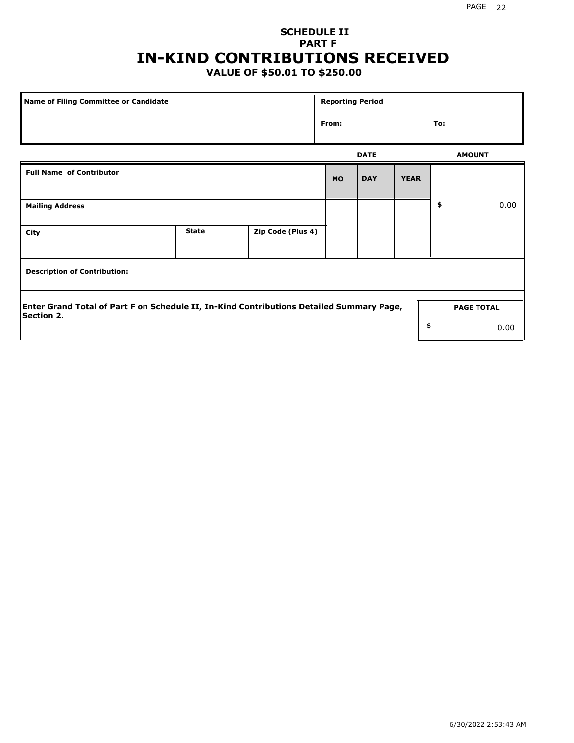# SCHEDULE II
## PART F
# IN-KIND CONTRIBUTIONS RECEIVED
### VALUE OF $50.01 TO $250.00

| Name of Filing Committee or Candidate | Reporting Period |
|---|---|
| | From: To: |

| Full Name of Contributor | | | DATE MO | DAY | YEAR | AMOUNT |
|---|---|---|---|---|---|---|
| Mailing Address | | | | | | $ 0.00 |
| City | State | Zip Code (Plus 4) | | | | |
| Description of Contribution: | | | | | | |

| Enter Grand Total of Part F on Schedule II, In-Kind Contributions Detailed Summary Page, Section 2. | PAGE TOTAL |
|---|---|
| | $ 0.00 |

6/30/2022 2:53:43 AM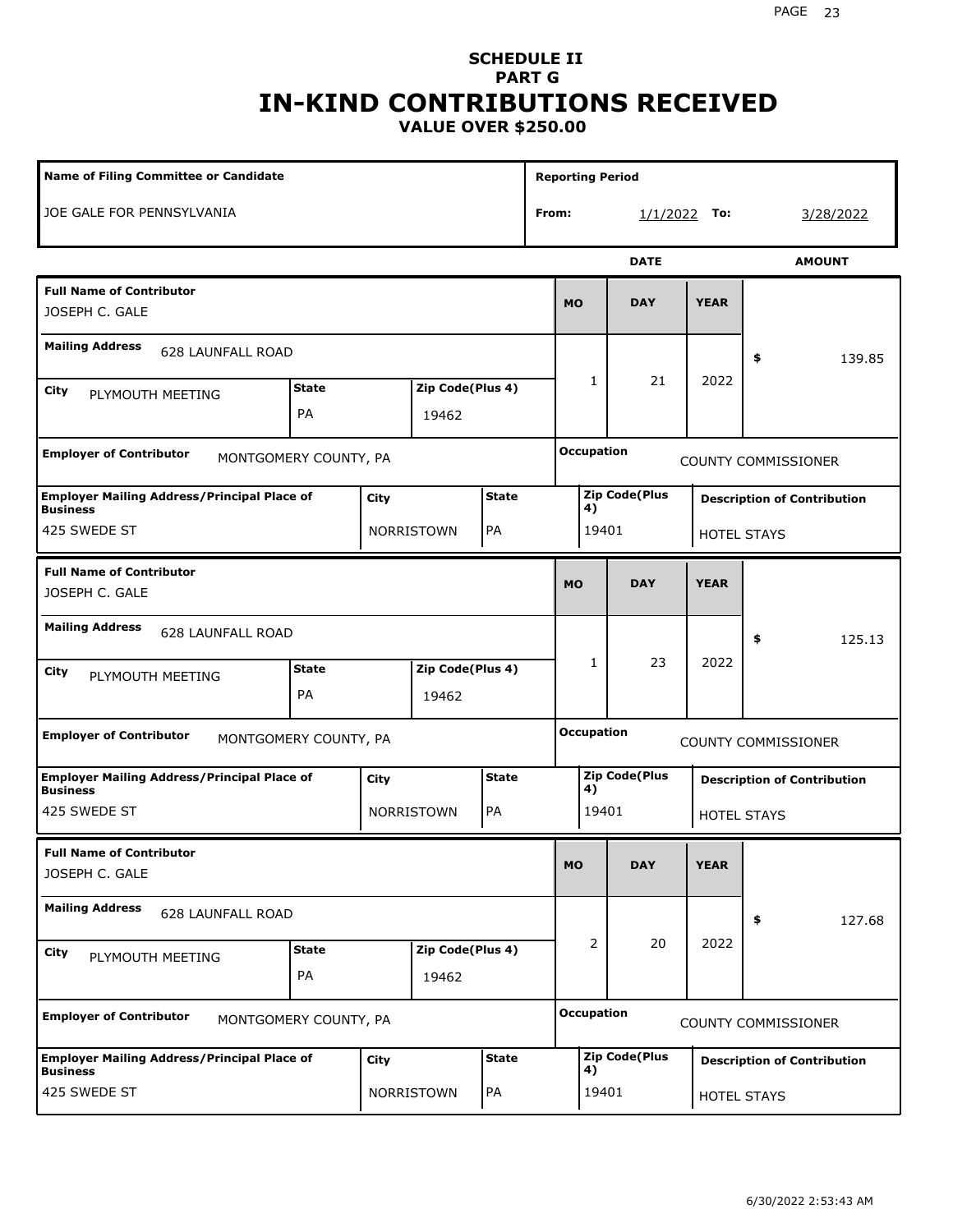# SCHEDULE II
## PART G
# IN-KIND CONTRIBUTIONS RECEIVED
### VALUE OVER $250.00

| Name of Filing Committee or Candidate | Reporting Period |
|---|---|
| JOE GALE FOR PENNSYLVANIA | From: 1/1/2022 To: 3/28/2022 |

| Full Name of Contributor | Mailing Address | City | State | Zip Code(Plus 4) | MO | DAY | YEAR | AMOUNT | Employer of Contributor | Occupation | Employer Mailing Address/Principal Place of Business | City | State | Zip Code(Plus 4) | Description of Contribution |
|---|---|---|---|---|---|---|---|---|---|---|---|---|---|---|---|
| JOSEPH C. GALE | 628 LAUNFALL ROAD | PLYMOUTH MEETING | PA | 19462 | 1 | 21 | 2022 | $ 139.85 | MONTGOMERY COUNTY, PA | COUNTY COMMISSIONER | 425 SWEDE ST | NORRISTOWN | PA | 19401 | HOTEL STAYS |
| JOSEPH C. GALE | 628 LAUNFALL ROAD | PLYMOUTH MEETING | PA | 19462 | 1 | 23 | 2022 | $ 125.13 | MONTGOMERY COUNTY, PA | COUNTY COMMISSIONER | 425 SWEDE ST | NORRISTOWN | PA | 19401 | HOTEL STAYS |
| JOSEPH C. GALE | 628 LAUNFALL ROAD | PLYMOUTH MEETING | PA | 19462 | 2 | 20 | 2022 | $ 127.68 | MONTGOMERY COUNTY, PA | COUNTY COMMISSIONER | 425 SWEDE ST | NORRISTOWN | PA | 19401 | HOTEL STAYS |

6/30/2022 2:53:43 AM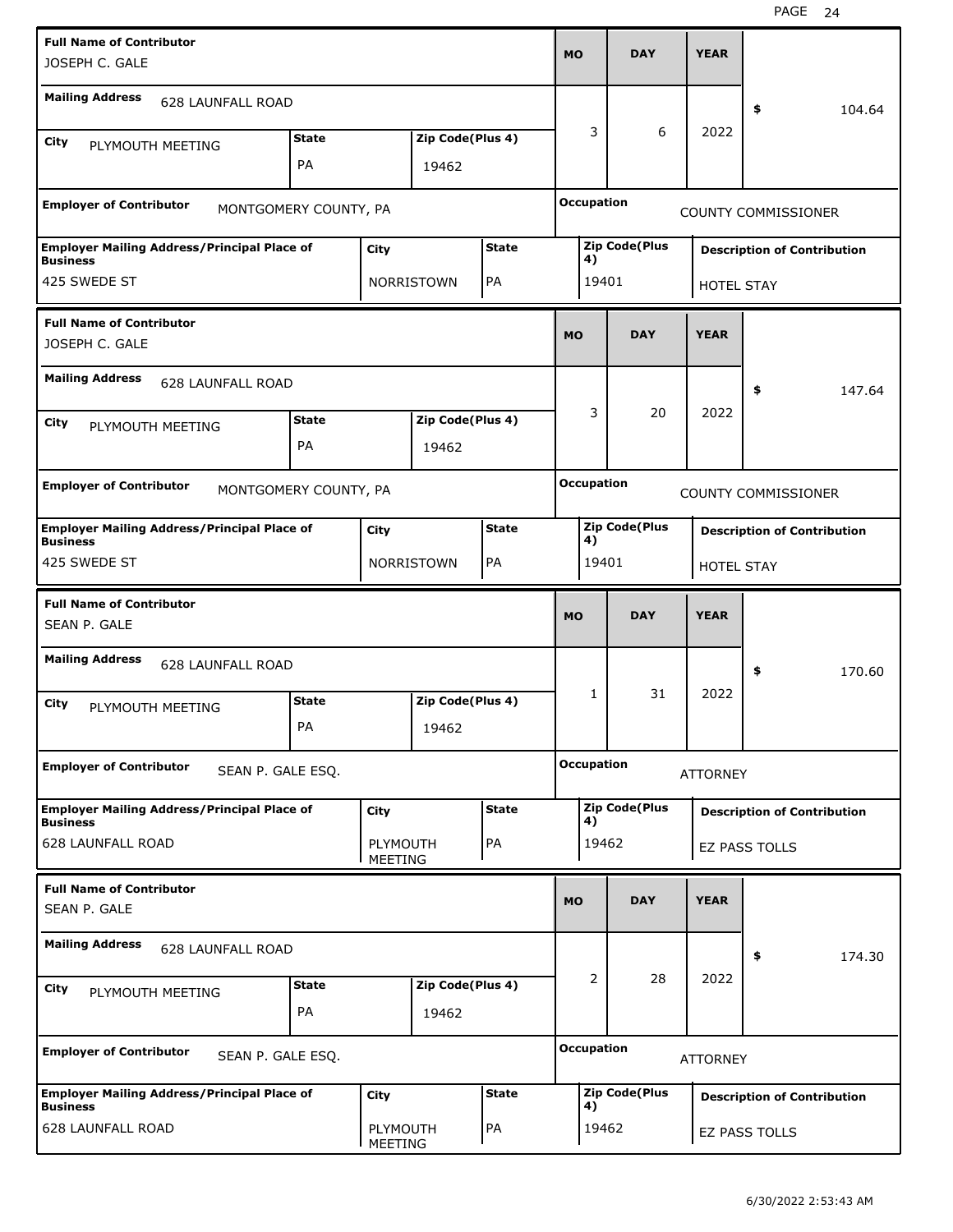| Full Name of Contributor | Mailing Address | City | State | Zip Code(Plus 4) | MO | DAY | YEAR | $ | Employer of Contributor | Occupation | Employer Mailing Address/Principal Place of Business | City | State | Zip Code(Plus 4) | Description of Contribution |
|---|---|---|---|---|---|---|---|---|---|---|---|---|---|---|---|
| JOSEPH C. GALE | 628 LAUNFALL ROAD | PLYMOUTH MEETING | PA | 19462 | 3 | 6 | 2022 | 104.64 | MONTGOMERY COUNTY, PA | COUNTY COMMISSIONER | 425 SWEDE ST | NORRISTOWN | PA | 19401 | HOTEL STAY |
| JOSEPH C. GALE | 628 LAUNFALL ROAD | PLYMOUTH MEETING | PA | 19462 | 3 | 20 | 2022 | 147.64 | MONTGOMERY COUNTY, PA | COUNTY COMMISSIONER | 425 SWEDE ST | NORRISTOWN | PA | 19401 | HOTEL STAY |
| SEAN P. GALE | 628 LAUNFALL ROAD | PLYMOUTH MEETING | PA | 19462 | 1 | 31 | 2022 | 170.60 | SEAN P. GALE ESQ. | ATTORNEY | 628 LAUNFALL ROAD | PLYMOUTH MEETING | PA | 19462 | EZ PASS TOLLS |
| SEAN P. GALE | 628 LAUNFALL ROAD | PLYMOUTH MEETING | PA | 19462 | 2 | 28 | 2022 | 174.30 | SEAN P. GALE ESQ. | ATTORNEY | 628 LAUNFALL ROAD | PLYMOUTH MEETING | PA | 19462 | EZ PASS TOLLS |

6/30/2022 2:53:43 AM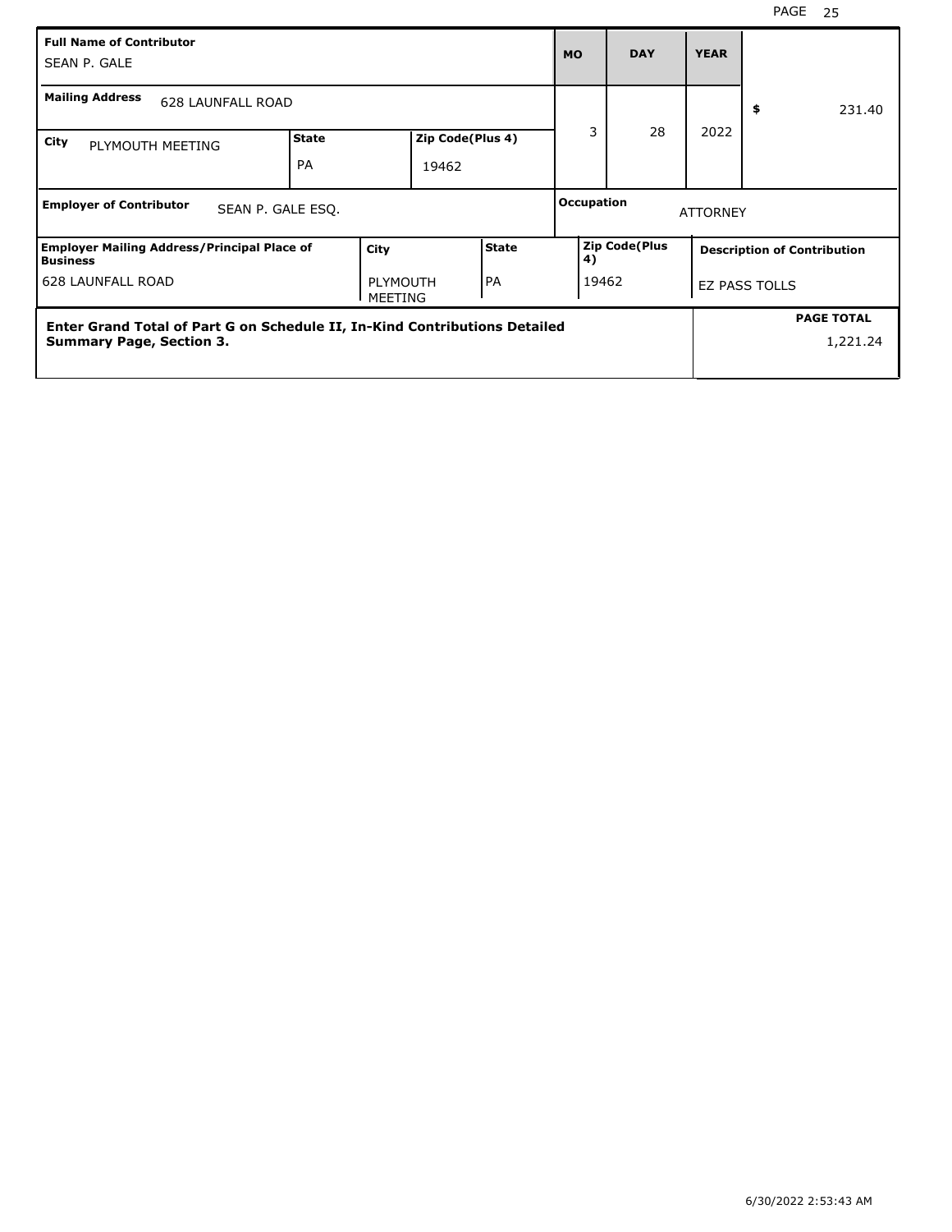| Full Name of Contributor | | | | MO | DAY | YEAR | |
|---|---|---|---|---|---|---|---|
| SEAN P. GALE | | | | | | | |
| Mailing Address: 628 LAUNFALL ROAD | | | | 3 | 28 | 2022 | $ 231.40 |
| City: PLYMOUTH MEETING | State: PA | Zip Code(Plus 4): 19462 | | | | | |
| Employer of Contributor: SEAN P. GALE ESQ. | | | | Occupation: ATTORNEY | | | |

| Employer Mailing Address/Principal Place of Business | City | State | Zip Code(Plus 4) | Description of Contribution |
|---|---|---|---|---|
| 628 LAUNFALL ROAD | PLYMOUTH MEETING | PA | 19462 | EZ PASS TOLLS |

| Enter Grand Total of Part G on Schedule II, In-Kind Contributions Detailed Summary Page, Section 3. | PAGE TOTAL |
|---|---|
| | 1,221.24 |

6/30/2022 2:53:43 AM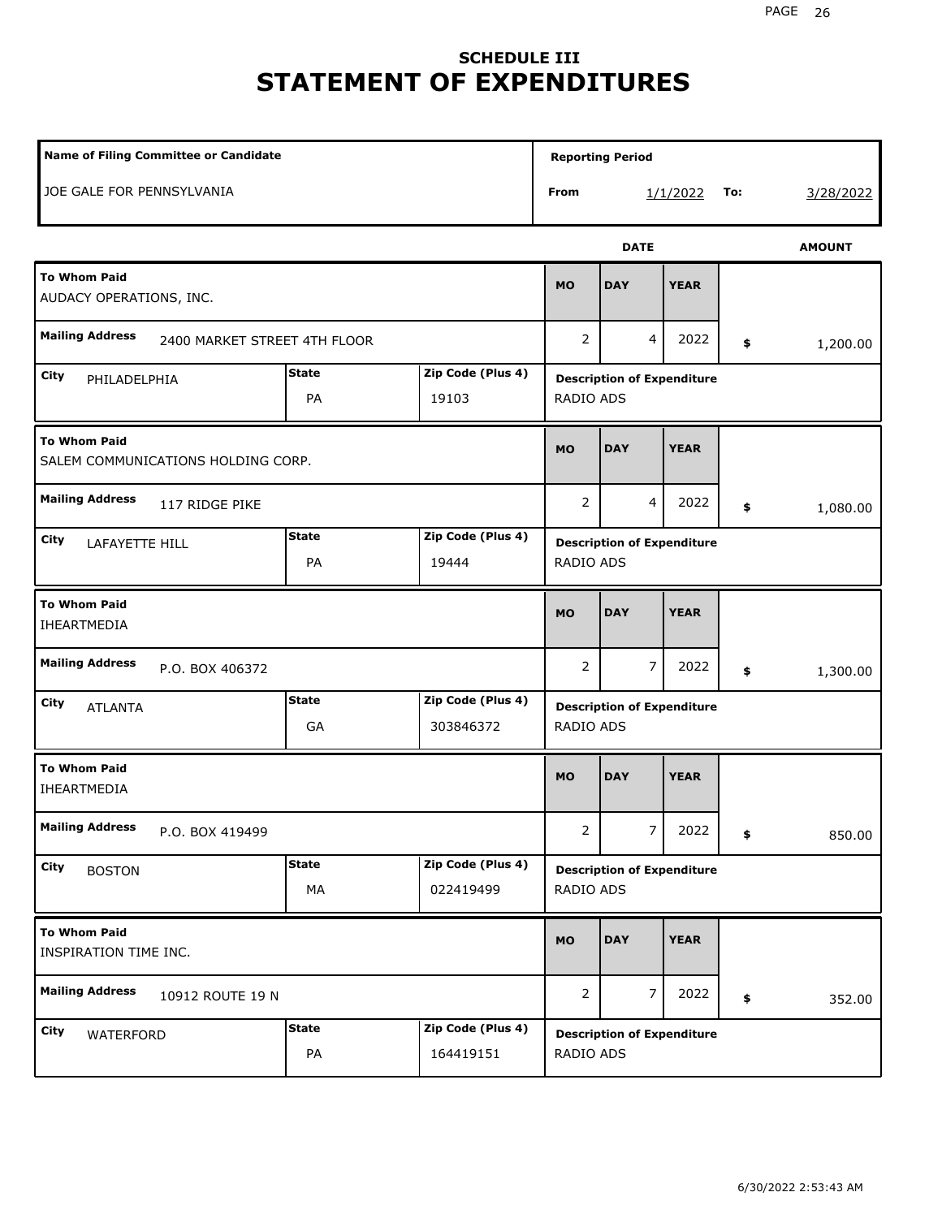# SCHEDULE III
# STATEMENT OF EXPENDITURES

| Name of Filing Committee or Candidate | Reporting Period |
|---|---|
| JOE GALE FOR PENNSYLVANIA | From 1/1/2022 To: 3/28/2022 |

| To Whom Paid | Mailing Address | City | State | Zip Code (Plus 4) | MO | DAY | YEAR | AMOUNT | Description of Expenditure |
|---|---|---|---|---|---|---|---|---|---|
| AUDACY OPERATIONS, INC. | 2400 MARKET STREET 4TH FLOOR | PHILADELPHIA | PA | 19103 | 2 | 4 | 2022 | $ 1,200.00 | RADIO ADS |
| SALEM COMMUNICATIONS HOLDING CORP. | 117 RIDGE PIKE | LAFAYETTE HILL | PA | 19444 | 2 | 4 | 2022 | $ 1,080.00 | RADIO ADS |
| IHEARTMEDIA | P.O. BOX 406372 | ATLANTA | GA | 303846372 | 2 | 7 | 2022 | $ 1,300.00 | RADIO ADS |
| IHEARTMEDIA | P.O. BOX 419499 | BOSTON | MA | 022419499 | 2 | 7 | 2022 | $ 850.00 | RADIO ADS |
| INSPIRATION TIME INC. | 10912 ROUTE 19 N | WATERFORD | PA | 164419151 | 2 | 7 | 2022 | $ 352.00 | RADIO ADS |

6/30/2022 2:53:43 AM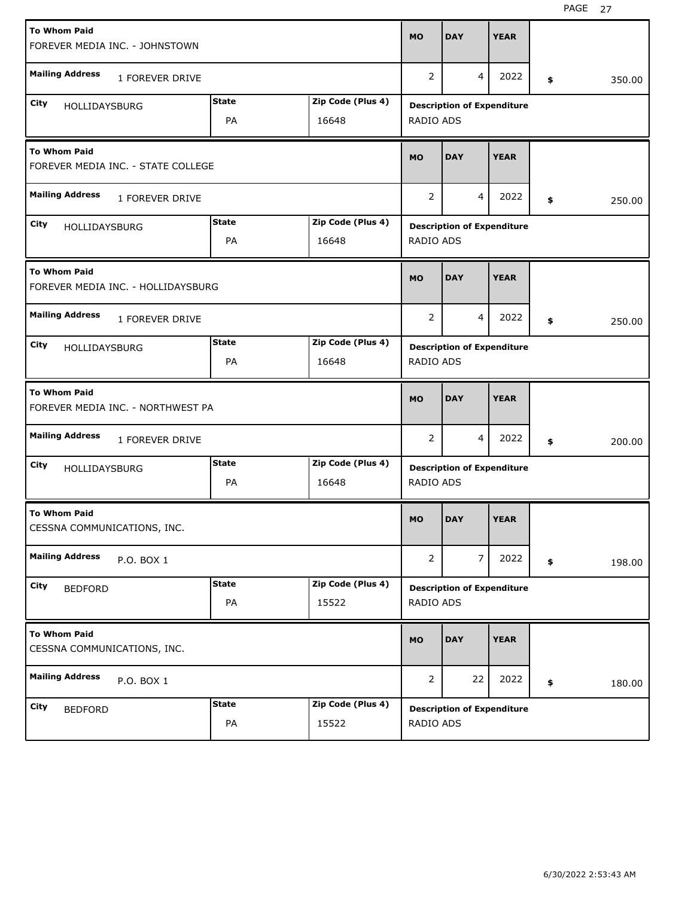| To Whom Paid | Mailing Address | City | State | Zip Code (Plus 4) | MO | DAY | YEAR | Amount | Description of Expenditure |
|---|---|---|---|---|---|---|---|---|---|
| FOREVER MEDIA INC. - JOHNSTOWN | 1 FOREVER DRIVE | HOLLIDAYSBURG | PA | 16648 | 2 | 4 | 2022 | $ 350.00 | RADIO ADS |
| FOREVER MEDIA INC. - STATE COLLEGE | 1 FOREVER DRIVE | HOLLIDAYSBURG | PA | 16648 | 2 | 4 | 2022 | $ 250.00 | RADIO ADS |
| FOREVER MEDIA INC. - HOLLIDAYSBURG | 1 FOREVER DRIVE | HOLLIDAYSBURG | PA | 16648 | 2 | 4 | 2022 | $ 250.00 | RADIO ADS |
| FOREVER MEDIA INC. - NORTHWEST PA | 1 FOREVER DRIVE | HOLLIDAYSBURG | PA | 16648 | 2 | 4 | 2022 | $ 200.00 | RADIO ADS |
| CESSNA COMMUNICATIONS, INC. | P.O. BOX 1 | BEDFORD | PA | 15522 | 2 | 7 | 2022 | $ 198.00 | RADIO ADS |
| CESSNA COMMUNICATIONS, INC. | P.O. BOX 1 | BEDFORD | PA | 15522 | 2 | 22 | 2022 | $ 180.00 | RADIO ADS |

6/30/2022 2:53:43 AM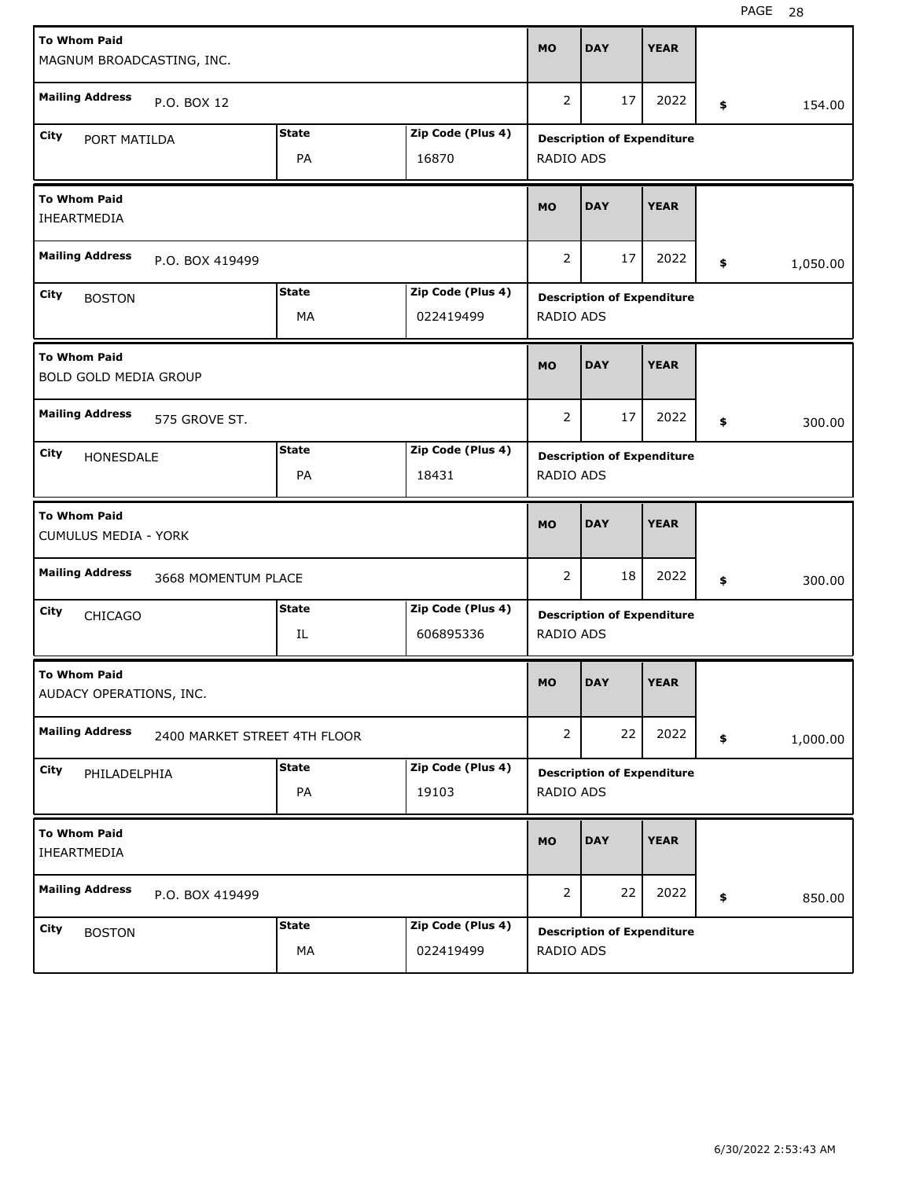| To Whom Paid | Mailing Address | City | State | Zip Code (Plus 4) | MO | DAY | YEAR | Amount | Description of Expenditure |
|---|---|---|---|---|---|---|---|---|---|
| MAGNUM BROADCASTING, INC. | P.O. BOX 12 | PORT MATILDA | PA | 16870 | 2 | 17 | 2022 | $ 154.00 | RADIO ADS |
| IHEARTMEDIA | P.O. BOX 419499 | BOSTON | MA | 022419499 | 2 | 17 | 2022 | $ 1,050.00 | RADIO ADS |
| BOLD GOLD MEDIA GROUP | 575 GROVE ST. | HONESDALE | PA | 18431 | 2 | 17 | 2022 | $ 300.00 | RADIO ADS |
| CUMULUS MEDIA - YORK | 3668 MOMENTUM PLACE | CHICAGO | IL | 606895336 | 2 | 18 | 2022 | $ 300.00 | RADIO ADS |
| AUDACY OPERATIONS, INC. | 2400 MARKET STREET 4TH FLOOR | PHILADELPHIA | PA | 19103 | 2 | 22 | 2022 | $ 1,000.00 | RADIO ADS |
| IHEARTMEDIA | P.O. BOX 419499 | BOSTON | MA | 022419499 | 2 | 22 | 2022 | $ 850.00 | RADIO ADS |

6/30/2022 2:53:43 AM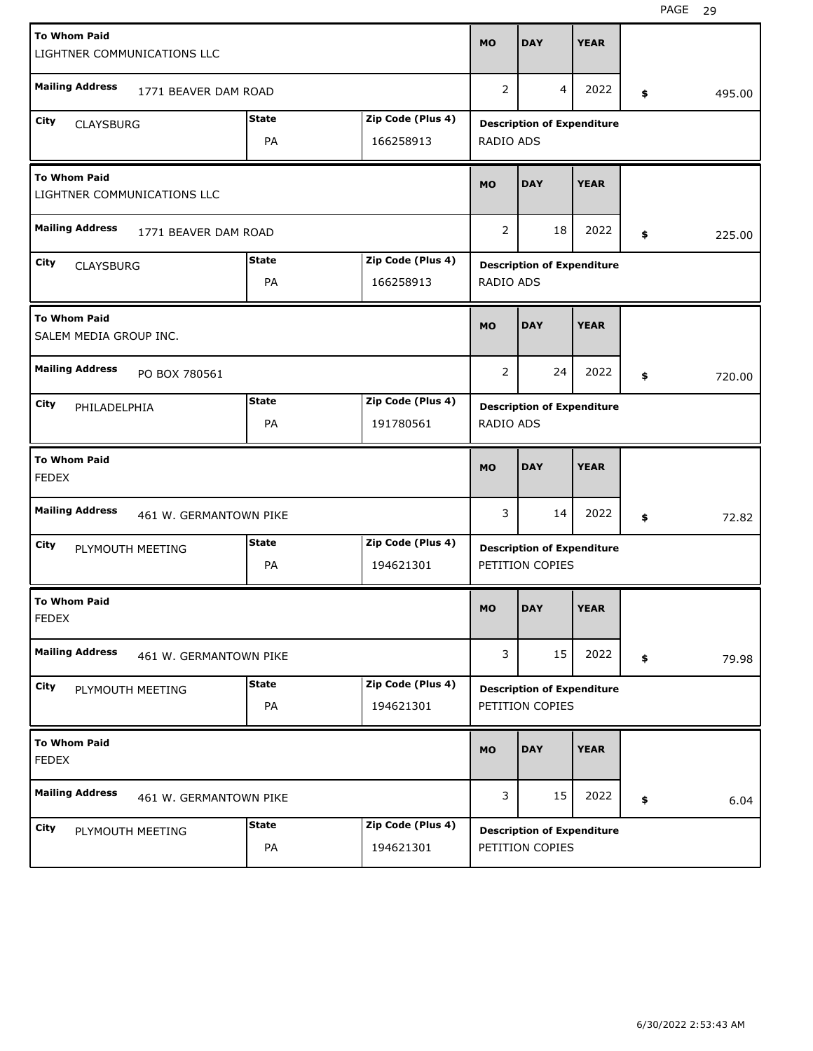| To Whom Paid | Mailing Address | City | State | Zip Code (Plus 4) | MO | DAY | YEAR | Amount | Description of Expenditure |
|---|---|---|---|---|---|---|---|---|---|
| LIGHTNER COMMUNICATIONS LLC | 1771 BEAVER DAM ROAD | CLAYSBURG | PA | 166258913 | 2 | 4 | 2022 | $ 495.00 | RADIO ADS |
| LIGHTNER COMMUNICATIONS LLC | 1771 BEAVER DAM ROAD | CLAYSBURG | PA | 166258913 | 2 | 18 | 2022 | $ 225.00 | RADIO ADS |
| SALEM MEDIA GROUP INC. | PO BOX 780561 | PHILADELPHIA | PA | 191780561 | 2 | 24 | 2022 | $ 720.00 | RADIO ADS |
| FEDEX | 461 W. GERMANTOWN PIKE | PLYMOUTH MEETING | PA | 194621301 | 3 | 14 | 2022 | $ 72.82 | PETITION COPIES |
| FEDEX | 461 W. GERMANTOWN PIKE | PLYMOUTH MEETING | PA | 194621301 | 3 | 15 | 2022 | $ 79.98 | PETITION COPIES |
| FEDEX | 461 W. GERMANTOWN PIKE | PLYMOUTH MEETING | PA | 194621301 | 3 | 15 | 2022 | $ 6.04 | PETITION COPIES |

6/30/2022 2:53:43 AM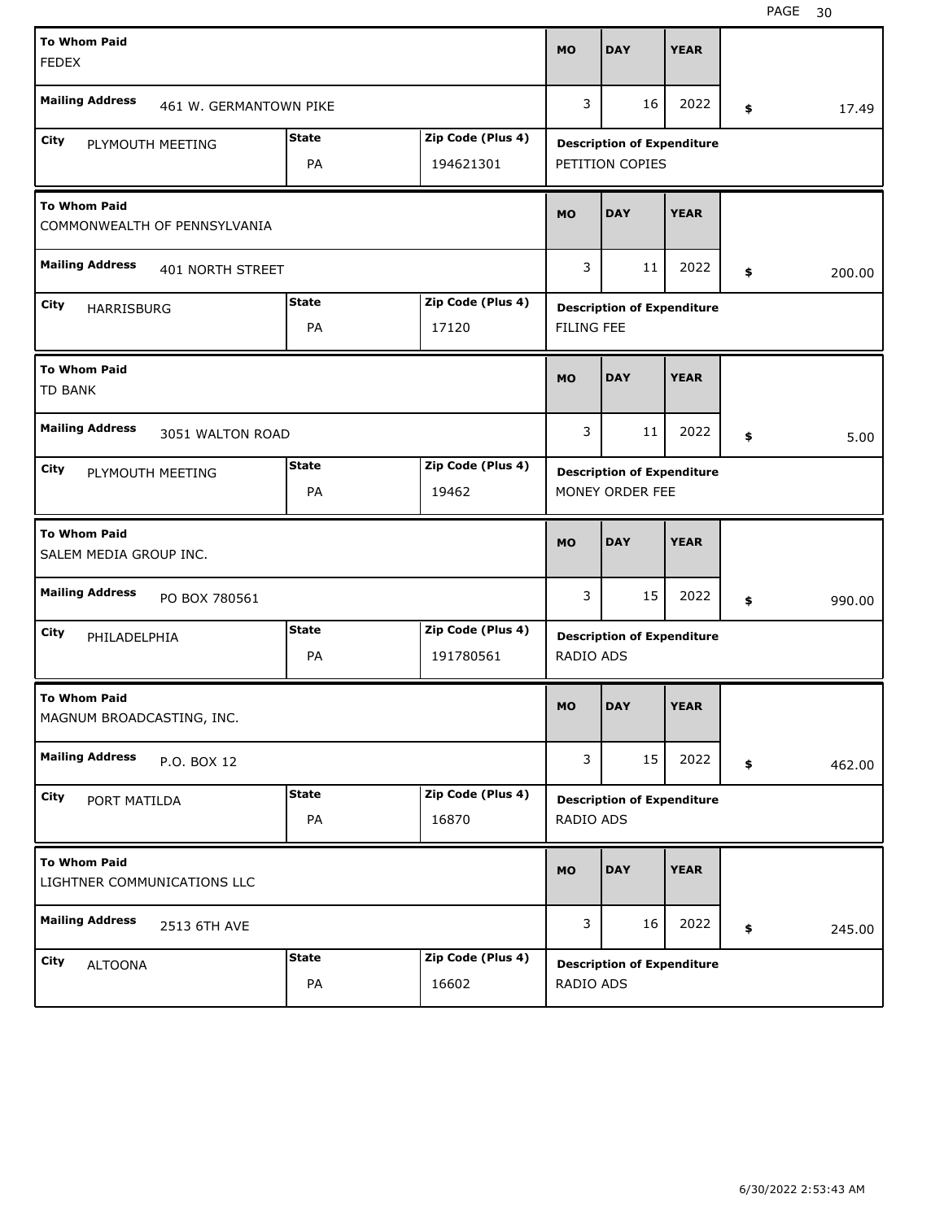| To Whom Paid | Mailing Address | City | State | Zip Code (Plus 4) | MO | DAY | YEAR | Amount | Description of Expenditure |
|---|---|---|---|---|---|---|---|---|---|
| FEDEX | 461 W. GERMANTOWN PIKE | PLYMOUTH MEETING | PA | 194621301 | 3 | 16 | 2022 | $ 17.49 | PETITION COPIES |
| COMMONWEALTH OF PENNSYLVANIA | 401 NORTH STREET | HARRISBURG | PA | 17120 | 3 | 11 | 2022 | $ 200.00 | FILING FEE |
| TD BANK | 3051 WALTON ROAD | PLYMOUTH MEETING | PA | 19462 | 3 | 11 | 2022 | $ 5.00 | MONEY ORDER FEE |
| SALEM MEDIA GROUP INC. | PO BOX 780561 | PHILADELPHIA | PA | 191780561 | 3 | 15 | 2022 | $ 990.00 | RADIO ADS |
| MAGNUM BROADCASTING, INC. | P.O. BOX 12 | PORT MATILDA | PA | 16870 | 3 | 15 | 2022 | $ 462.00 | RADIO ADS |
| LIGHTNER COMMUNICATIONS LLC | 2513 6TH AVE | ALTOONA | PA | 16602 | 3 | 16 | 2022 | $ 245.00 | RADIO ADS |

6/30/2022 2:53:43 AM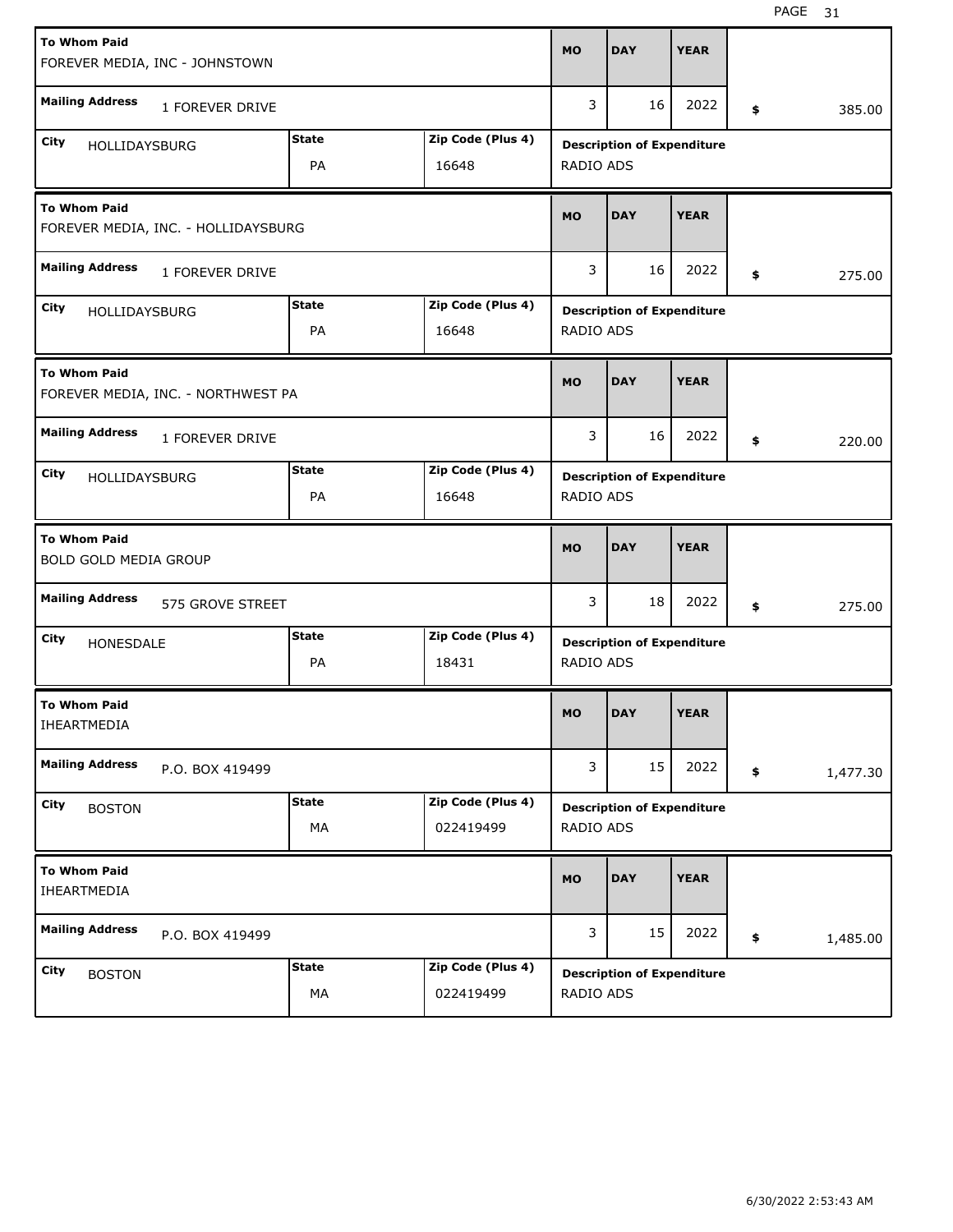| To Whom Paid | Mailing Address | City | State | Zip Code (Plus 4) | MO | DAY | YEAR | Amount | Description of Expenditure |
|---|---|---|---|---|---|---|---|---|---|
| FOREVER MEDIA, INC - JOHNSTOWN | 1 FOREVER DRIVE | HOLLIDAYSBURG | PA | 16648 | 3 | 16 | 2022 | $ 385.00 | RADIO ADS |
| FOREVER MEDIA, INC. - HOLLIDAYSBURG | 1 FOREVER DRIVE | HOLLIDAYSBURG | PA | 16648 | 3 | 16 | 2022 | $ 275.00 | RADIO ADS |
| FOREVER MEDIA, INC. - NORTHWEST PA | 1 FOREVER DRIVE | HOLLIDAYSBURG | PA | 16648 | 3 | 16 | 2022 | $ 220.00 | RADIO ADS |
| BOLD GOLD MEDIA GROUP | 575 GROVE STREET | HONESDALE | PA | 18431 | 3 | 18 | 2022 | $ 275.00 | RADIO ADS |
| IHEARTMEDIA | P.O. BOX 419499 | BOSTON | MA | 022419499 | 3 | 15 | 2022 | $ 1,477.30 | RADIO ADS |
| IHEARTMEDIA | P.O. BOX 419499 | BOSTON | MA | 022419499 | 3 | 15 | 2022 | $ 1,485.00 | RADIO ADS |

6/30/2022 2:53:43 AM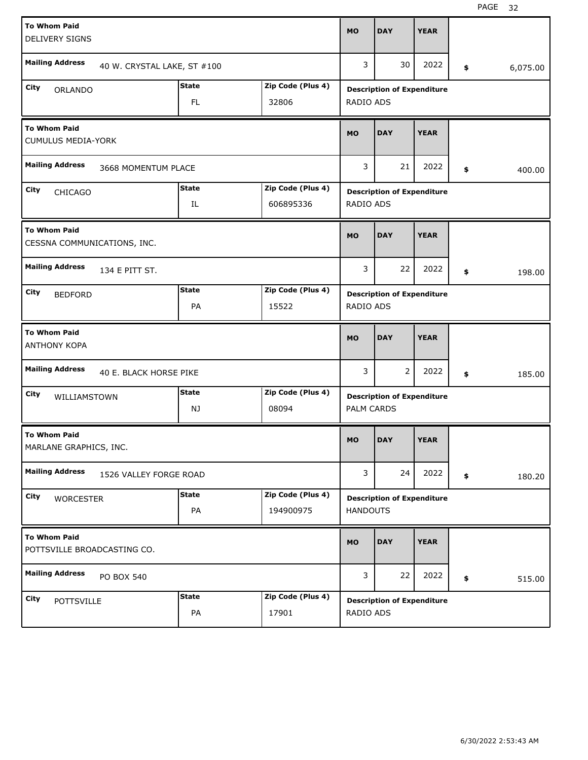| To Whom Paid | Mailing Address | City | State | Zip Code (Plus 4) | MO | DAY | YEAR | Amount | Description of Expenditure |
|---|---|---|---|---|---|---|---|---|---|
| DELIVERY SIGNS | 40 W. CRYSTAL LAKE, ST #100 | ORLANDO | FL | 32806 | 3 | 30 | 2022 | $ 6,075.00 | RADIO ADS |
| CUMULUS MEDIA-YORK | 3668 MOMENTUM PLACE | CHICAGO | IL | 606895336 | 3 | 21 | 2022 | $ 400.00 | RADIO ADS |
| CESSNA COMMUNICATIONS, INC. | 134 E PITT ST. | BEDFORD | PA | 15522 | 3 | 22 | 2022 | $ 198.00 | RADIO ADS |
| ANTHONY KOPA | 40 E. BLACK HORSE PIKE | WILLIAMSTOWN | NJ | 08094 | 3 | 2 | 2022 | $ 185.00 | PALM CARDS |
| MARLANE GRAPHICS, INC. | 1526 VALLEY FORGE ROAD | WORCESTER | PA | 194900975 | 3 | 24 | 2022 | $ 180.20 | HANDOUTS |
| POTTSVILLE BROADCASTING CO. | PO BOX 540 | POTTSVILLE | PA | 17901 | 3 | 22 | 2022 | $ 515.00 | RADIO ADS |

6/30/2022 2:53:43 AM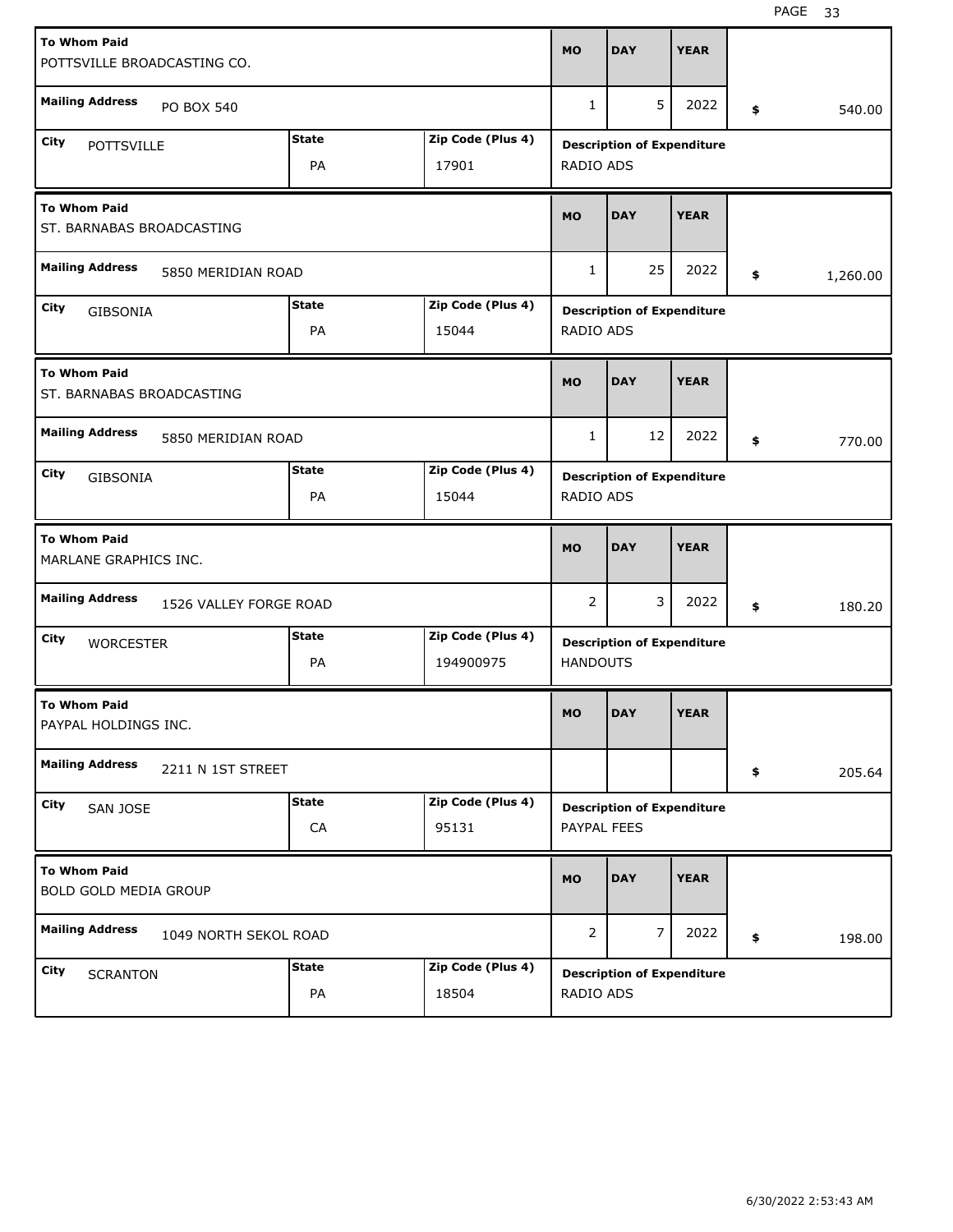| To Whom Paid | | | MO | DAY | YEAR | |
|---|---|---|---|---|---|---|
| POTTSVILLE BROADCASTING CO. | | | | | | |
| Mailing Address: PO BOX 540 | | | 1 | 5 | 2022 | $ 540.00 |
| City: POTTSVILLE | State: PA | Zip Code (Plus 4): 17901 | Description of Expenditure: RADIO ADS | | | |

| To Whom Paid | | | MO | DAY | YEAR | |
|---|---|---|---|---|---|---|
| ST. BARNABAS BROADCASTING | | | | | | |
| Mailing Address: 5850 MERIDIAN ROAD | | | 1 | 25 | 2022 | $ 1,260.00 |
| City: GIBSONIA | State: PA | Zip Code (Plus 4): 15044 | Description of Expenditure: RADIO ADS | | | |

| To Whom Paid | | | MO | DAY | YEAR | |
|---|---|---|---|---|---|---|
| ST. BARNABAS BROADCASTING | | | | | | |
| Mailing Address: 5850 MERIDIAN ROAD | | | 1 | 12 | 2022 | $ 770.00 |
| City: GIBSONIA | State: PA | Zip Code (Plus 4): 15044 | Description of Expenditure: RADIO ADS | | | |

| To Whom Paid | | | MO | DAY | YEAR | |
|---|---|---|---|---|---|---|
| MARLANE GRAPHICS INC. | | | | | | |
| Mailing Address: 1526 VALLEY FORGE ROAD | | | 2 | 3 | 2022 | $ 180.20 |
| City: WORCESTER | State: PA | Zip Code (Plus 4): 194900975 | Description of Expenditure: HANDOUTS | | | |

| To Whom Paid | | | MO | DAY | YEAR | |
|---|---|---|---|---|---|---|
| PAYPAL HOLDINGS INC. | | | | | | |
| Mailing Address: 2211 N 1ST STREET | | | | | | $ 205.64 |
| City: SAN JOSE | State: CA | Zip Code (Plus 4): 95131 | Description of Expenditure: PAYPAL FEES | | | |

| To Whom Paid | | | MO | DAY | YEAR | |
|---|---|---|---|---|---|---|
| BOLD GOLD MEDIA GROUP | | | | | | |
| Mailing Address: 1049 NORTH SEKOL ROAD | | | 2 | 7 | 2022 | $ 198.00 |
| City: SCRANTON | State: PA | Zip Code (Plus 4): 18504 | Description of Expenditure: RADIO ADS | | | |

6/30/2022 2:53:43 AM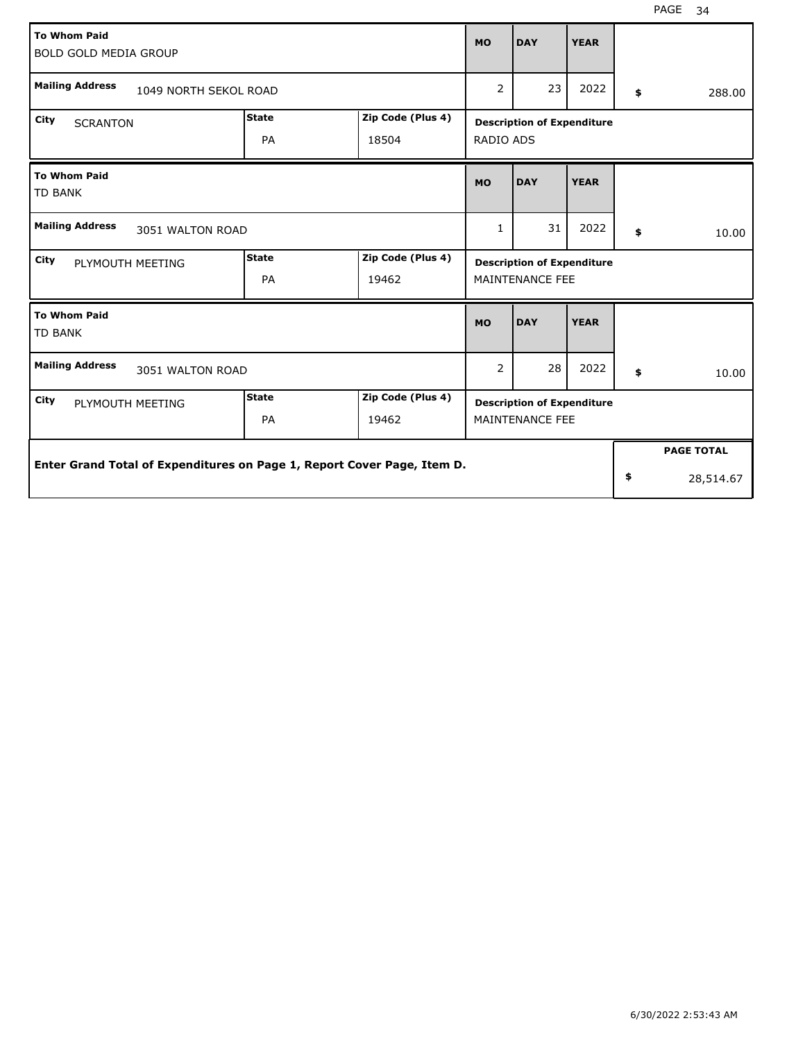| To Whom Paid | | | MO | DAY | YEAR | |
|---|---|---|---|---|---|---|
| BOLD GOLD MEDIA GROUP | | | | | | |
| **Mailing Address** 1049 NORTH SEKOL ROAD | | | 2 | 23 | 2022 | $ 288.00 |
| **City** SCRANTON | **State** PA | **Zip Code (Plus 4)** 18504 | **Description of Expenditure** RADIO ADS | | | |

| To Whom Paid | | | MO | DAY | YEAR | |
|---|---|---|---|---|---|---|
| TD BANK | | | | | | |
| **Mailing Address** 3051 WALTON ROAD | | | 1 | 31 | 2022 | $ 10.00 |
| **City** PLYMOUTH MEETING | **State** PA | **Zip Code (Plus 4)** 19462 | **Description of Expenditure** MAINTENANCE FEE | | | |

| To Whom Paid | | | MO | DAY | YEAR | |
|---|---|---|---|---|---|---|
| TD BANK | | | | | | |
| **Mailing Address** 3051 WALTON ROAD | | | 2 | 28 | 2022 | $ 10.00 |
| **City** PLYMOUTH MEETING | **State** PA | **Zip Code (Plus 4)** 19462 | **Description of Expenditure** MAINTENANCE FEE | | | |

| Enter Grand Total of Expenditures on Page 1, Report Cover Page, Item D. | PAGE TOTAL |
|---|---|
| | $ 28,514.67 |

6/30/2022 2:53:43 AM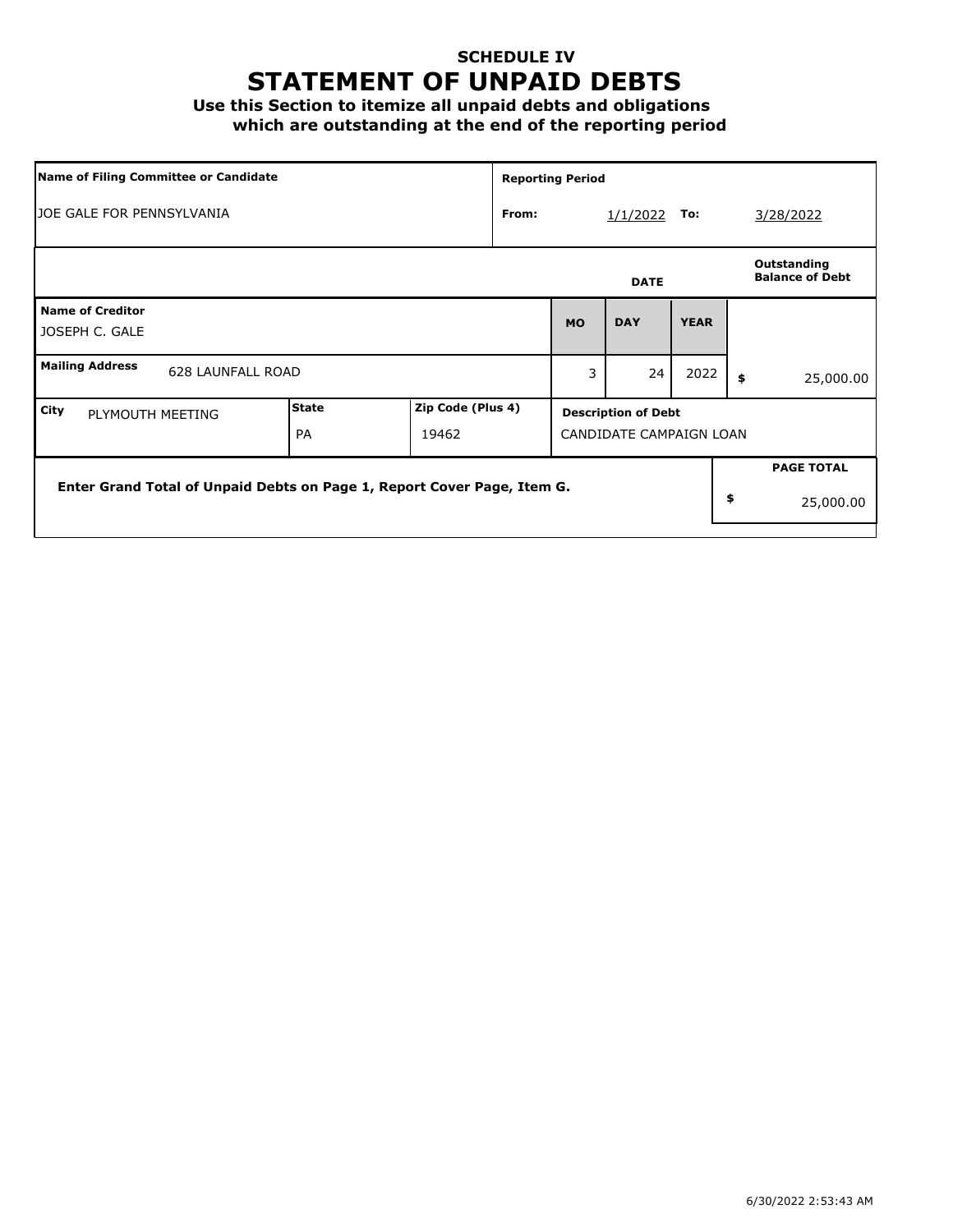**SCHEDULE IV**

# STATEMENT OF UNPAID DEBTS

**Use this Section to itemize all unpaid debts and obligations which are outstanding at the end of the reporting period**

| **Name of Filing Committee or Candidate** | **Reporting Period** |
|---|---|
| JOE GALE FOR PENNSYLVANIA | **From:** 1/1/2022 **To:** 3/28/2022 |

| | | | **DATE** | | | **Outstanding Balance of Debt** |
|---|---|---|---|---|---|---|
| **Name of Creditor** JOSEPH C. GALE | | | **MO** | **DAY** | **YEAR** | |
| **Mailing Address** 628 LAUNFALL ROAD | | | 3 | 24 | 2022 | **$** 25,000.00 |
| **City** PLYMOUTH MEETING | **State** PA | **Zip Code (Plus 4)** 19462 | **Description of Debt** CANDIDATE CAMPAIGN LOAN | | | |

| **Enter Grand Total of Unpaid Debts on Page 1, Report Cover Page, Item G.** | **PAGE TOTAL** |
|---|---|
| | **$** 25,000.00 |

6/30/2022 2:53:43 AM